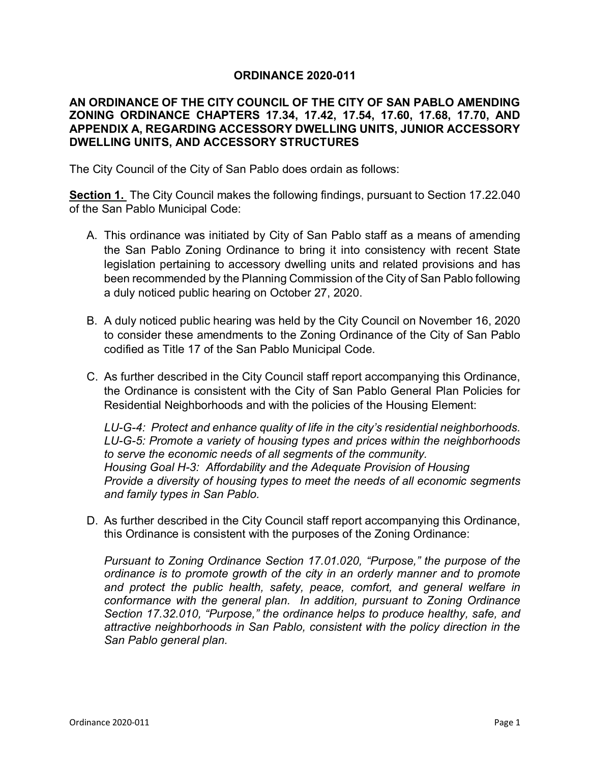# ORDINANCE 2020-011

## AN ORDINANCE OF THE CITY COUNCIL OF THE CITY OF SAN PABLO AMENDING ZONING ORDINANCE CHAPTERS 17.34, 17.42, 17.54, 17.60, 17.68, 17.70, AND APPENDIX A, REGARDING ACCESSORY DWELLING UNITS, JUNIOR ACCESSORY DWELLING UNITS, AND ACCESSORY STRUCTURES

The City Council of the City of San Pablo does ordain as follows:

**Section 1.** The City Council makes the following findings, pursuant to Section 17.22.040 of the San Pablo Municipal Code:

A. This ordinance was initiated by City of San Pablo staff as a means of amending the San Pablo Zoning Ordinance to bring it into consistency with recent State legislation pertaining to accessory dwelling units and related provisions and has been recommended by the Planning Commission of the City of San Pablo following a duly noticed public hearing on October 27, 2020.

B. A duly noticed public hearing was held by the City Council on November 16, 2020 to consider these amendments to the Zoning Ordinance of the City of San Pablo codified as Title 17 of the San Pablo Municipal Code.

C. As further described in the City Council staff report accompanying this Ordinance, the Ordinance is consistent with the City of San Pablo General Plan Policies for Residential Neighborhoods and with the policies of the Housing Element:

   *LU-G-4: Protect and enhance quality of life in the city's residential neighborhoods.*
   *LU-G-5: Promote a variety of housing types and prices within the neighborhoods to serve the economic needs of all segments of the community.*
   *Housing Goal H-3: Affordability and the Adequate Provision of Housing*
   *Provide a diversity of housing types to meet the needs of all economic segments and family types in San Pablo.*

D. As further described in the City Council staff report accompanying this Ordinance, this Ordinance is consistent with the purposes of the Zoning Ordinance:

   *Pursuant to Zoning Ordinance Section 17.01.020, "Purpose," the purpose of the ordinance is to promote growth of the city in an orderly manner and to promote and protect the public health, safety, peace, comfort, and general welfare in conformance with the general plan. In addition, pursuant to Zoning Ordinance Section 17.32.010, "Purpose," the ordinance helps to produce healthy, safe, and attractive neighborhoods in San Pablo, consistent with the policy direction in the San Pablo general plan.*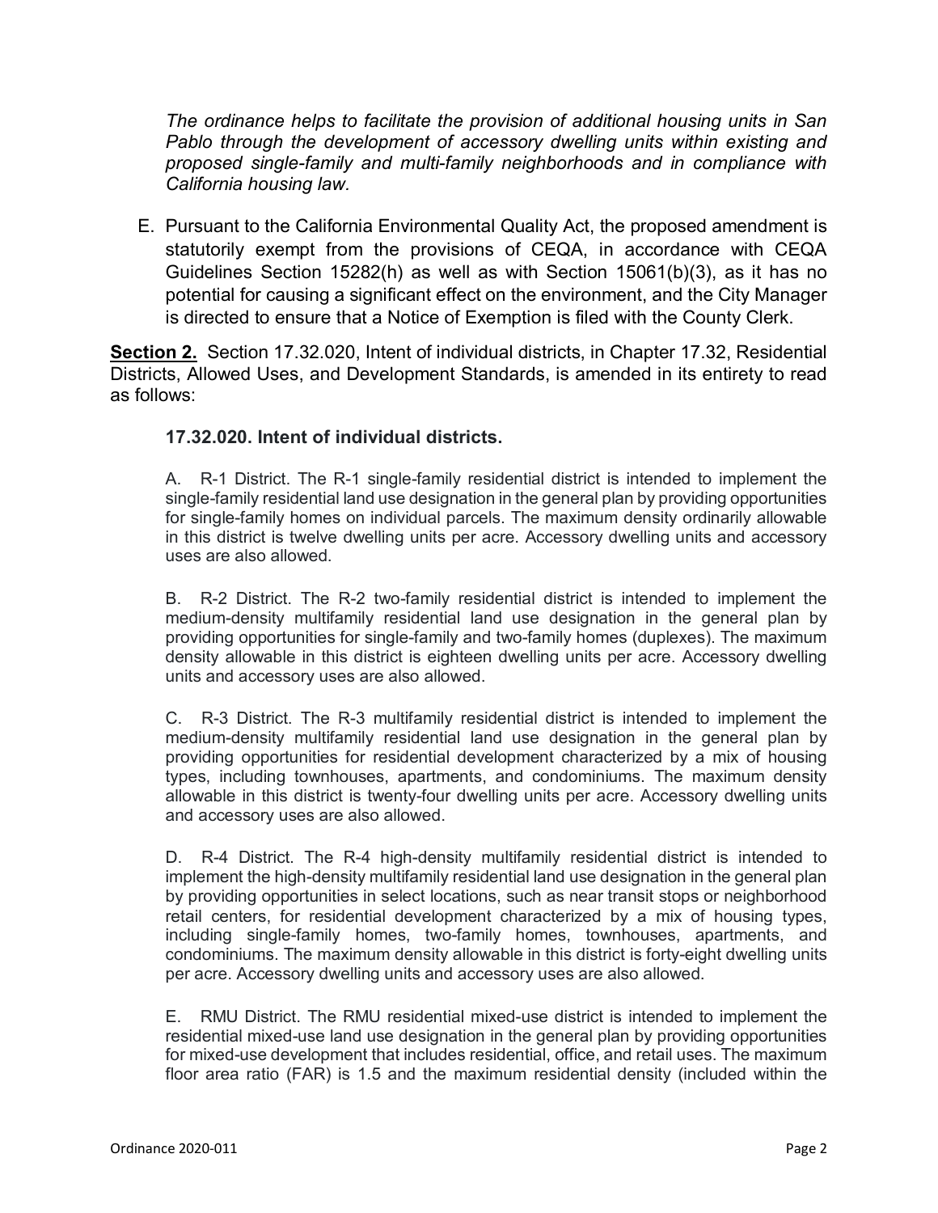*The ordinance helps to facilitate the provision of additional housing units in San Pablo through the development of accessory dwelling units within existing and proposed single-family and multi-family neighborhoods and in compliance with California housing law.*

E. Pursuant to the California Environmental Quality Act, the proposed amendment is statutorily exempt from the provisions of CEQA, in accordance with CEQA Guidelines Section 15282(h) as well as with Section 15061(b)(3), as it has no potential for causing a significant effect on the environment, and the City Manager is directed to ensure that a Notice of Exemption is filed with the County Clerk.

**Section 2.** Section 17.32.020, Intent of individual districts, in Chapter 17.32, Residential Districts, Allowed Uses, and Development Standards, is amended in its entirety to read as follows:

### 17.32.020. Intent of individual districts.

A. R-1 District. The R-1 single-family residential district is intended to implement the single-family residential land use designation in the general plan by providing opportunities for single-family homes on individual parcels. The maximum density ordinarily allowable in this district is twelve dwelling units per acre. Accessory dwelling units and accessory uses are also allowed.

B. R-2 District. The R-2 two-family residential district is intended to implement the medium-density multifamily residential land use designation in the general plan by providing opportunities for single-family and two-family homes (duplexes). The maximum density allowable in this district is eighteen dwelling units per acre. Accessory dwelling units and accessory uses are also allowed.

C. R-3 District. The R-3 multifamily residential district is intended to implement the medium-density multifamily residential land use designation in the general plan by providing opportunities for residential development characterized by a mix of housing types, including townhouses, apartments, and condominiums. The maximum density allowable in this district is twenty-four dwelling units per acre. Accessory dwelling units and accessory uses are also allowed.

D. R-4 District. The R-4 high-density multifamily residential district is intended to implement the high-density multifamily residential land use designation in the general plan by providing opportunities in select locations, such as near transit stops or neighborhood retail centers, for residential development characterized by a mix of housing types, including single-family homes, two-family homes, townhouses, apartments, and condominiums. The maximum density allowable in this district is forty-eight dwelling units per acre. Accessory dwelling units and accessory uses are also allowed.

E. RMU District. The RMU residential mixed-use district is intended to implement the residential mixed-use land use designation in the general plan by providing opportunities for mixed-use development that includes residential, office, and retail uses. The maximum floor area ratio (FAR) is 1.5 and the maximum residential density (included within the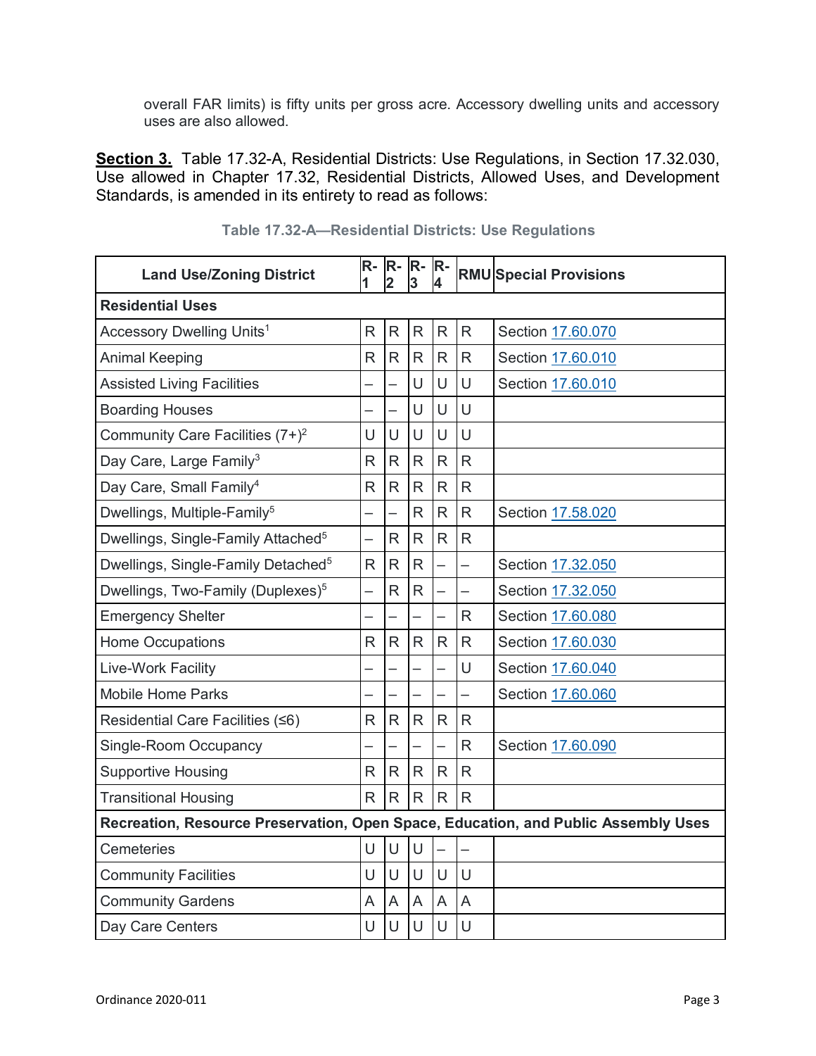overall FAR limits) is fifty units per gross acre. Accessory dwelling units and accessory uses are also allowed.

**Section 3.** Table 17.32-A, Residential Districts: Use Regulations, in Section 17.32.030, Use allowed in Chapter 17.32, Residential Districts, Allowed Uses, and Development Standards, is amended in its entirety to read as follows:

**Table 17.32-A—Residential Districts: Use Regulations**

| Land Use/Zoning District | R-1 | R-2 | R-3 | R-4 | RMU | Special Provisions |
|---|---|---|---|---|---|---|
| **Residential Uses** | | | | | | |
| Accessory Dwelling Units[1] | R | R | R | R | R | Section 17.60.070 |
| Animal Keeping | R | R | R | R | R | Section 17.60.010 |
| Assisted Living Facilities | – | – | U | U | U | Section 17.60.010 |
| Boarding Houses | – | – | U | U | U | |
| Community Care Facilities (7+)[2] | U | U | U | U | U | |
| Day Care, Large Family[3] | R | R | R | R | R | |
| Day Care, Small Family[4] | R | R | R | R | R | |
| Dwellings, Multiple-Family[5] | – | – | R | R | R | Section 17.58.020 |
| Dwellings, Single-Family Attached[5] | – | R | R | R | R | |
| Dwellings, Single-Family Detached[5] | R | R | R | – | – | Section 17.32.050 |
| Dwellings, Two-Family (Duplexes)[5] | – | R | R | – | – | Section 17.32.050 |
| Emergency Shelter | – | – | – | – | R | Section 17.60.080 |
| Home Occupations | R | R | R | R | R | Section 17.60.030 |
| Live-Work Facility | – | – | – | – | U | Section 17.60.040 |
| Mobile Home Parks | – | – | – | – | – | Section 17.60.060 |
| Residential Care Facilities (≤6) | R | R | R | R | R | |
| Single-Room Occupancy | – | – | – | – | R | Section 17.60.090 |
| Supportive Housing | R | R | R | R | R | |
| Transitional Housing | R | R | R | R | R | |
| **Recreation, Resource Preservation, Open Space, Education, and Public Assembly Uses** | | | | | | |
| Cemeteries | U | U | U | – | – | |
| Community Facilities | U | U | U | U | U | |
| Community Gardens | A | A | A | A | A | |
| Day Care Centers | U | U | U | U | U | |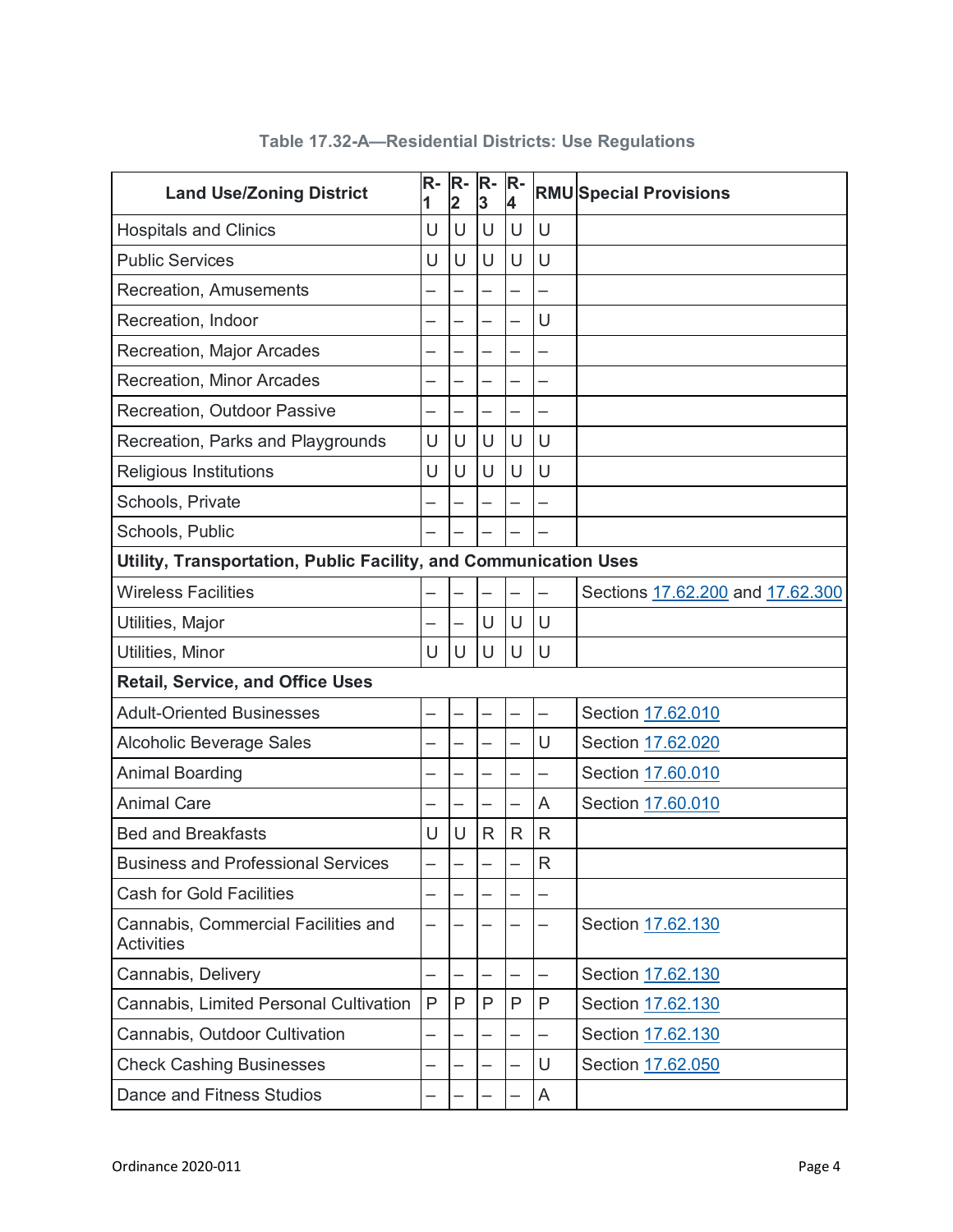Table 17.32-A—Residential Districts: Use Regulations

| Land Use/Zoning District | R-1 | R-2 | R-3 | R-4 | RMU | Special Provisions |
|---|---|---|---|---|---|---|
| Hospitals and Clinics | U | U | U | U | U | |
| Public Services | U | U | U | U | U | |
| Recreation, Amusements | – | – | – | – | – | |
| Recreation, Indoor | – | – | – | – | U | |
| Recreation, Major Arcades | – | – | – | – | – | |
| Recreation, Minor Arcades | – | – | – | – | – | |
| Recreation, Outdoor Passive | – | – | – | – | – | |
| Recreation, Parks and Playgrounds | U | U | U | U | U | |
| Religious Institutions | U | U | U | U | U | |
| Schools, Private | – | – | – | – | – | |
| Schools, Public | – | – | – | – | – | |
| **Utility, Transportation, Public Facility, and Communication Uses** | | | | | | |
| Wireless Facilities | – | – | – | – | – | Sections 17.62.200 and 17.62.300 |
| Utilities, Major | – | – | U | U | U | |
| Utilities, Minor | U | U | U | U | U | |
| **Retail, Service, and Office Uses** | | | | | | |
| Adult-Oriented Businesses | – | – | – | – | – | Section 17.62.010 |
| Alcoholic Beverage Sales | – | – | – | – | U | Section 17.62.020 |
| Animal Boarding | – | – | – | – | – | Section 17.60.010 |
| Animal Care | – | – | – | – | A | Section 17.60.010 |
| Bed and Breakfasts | U | U | R | R | R | |
| Business and Professional Services | – | – | – | – | R | |
| Cash for Gold Facilities | – | – | – | – | – | |
| Cannabis, Commercial Facilities and Activities | – | – | – | – | – | Section 17.62.130 |
| Cannabis, Delivery | – | – | – | – | – | Section 17.62.130 |
| Cannabis, Limited Personal Cultivation | P | P | P | P | P | Section 17.62.130 |
| Cannabis, Outdoor Cultivation | – | – | – | – | – | Section 17.62.130 |
| Check Cashing Businesses | – | – | – | – | U | Section 17.62.050 |
| Dance and Fitness Studios | – | – | – | – | A | |

Ordinance 2020-011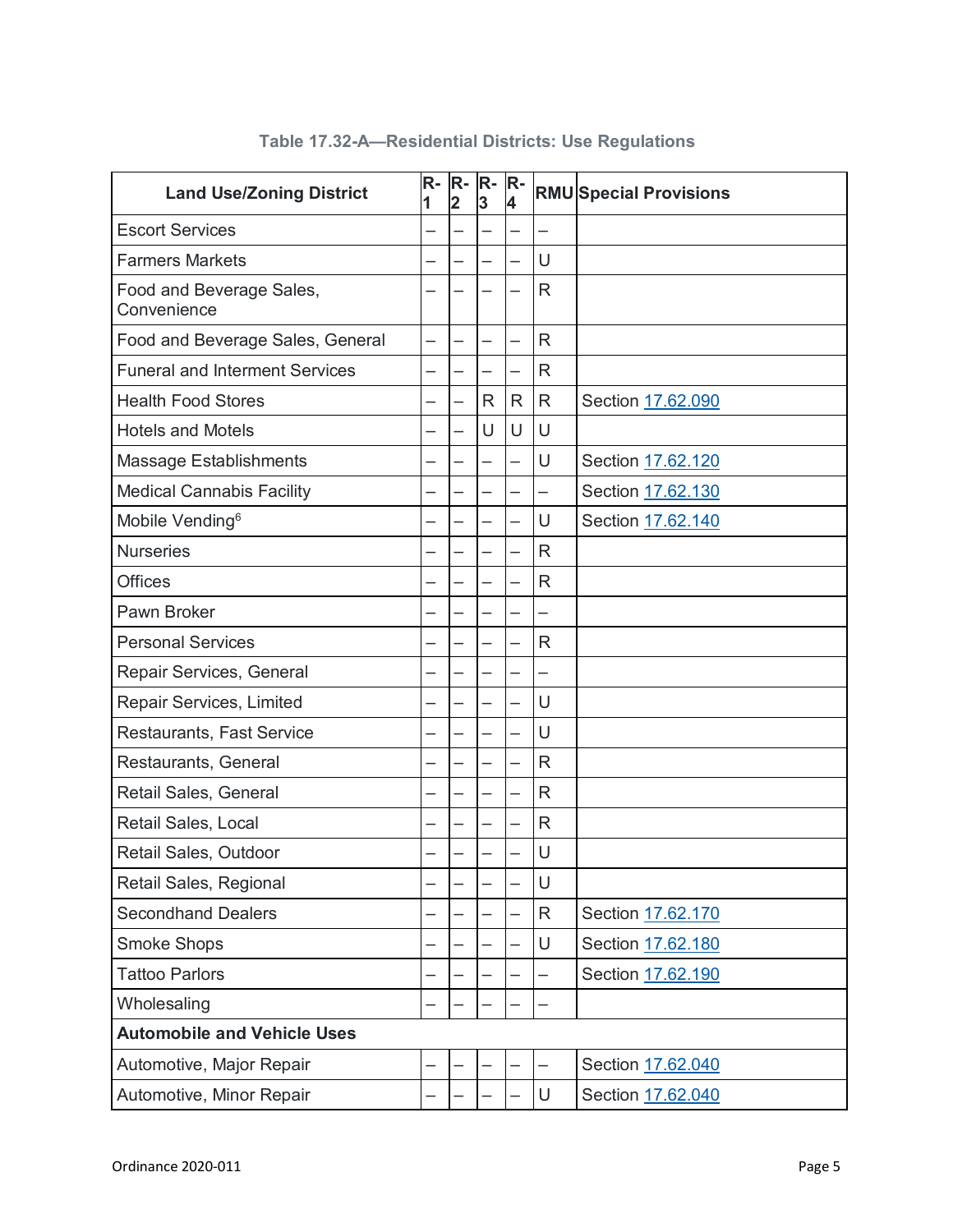### Table 17.32-A—Residential Districts: Use Regulations

| Land Use/Zoning District | R-1 | R-2 | R-3 | R-4 | RMU | Special Provisions |
|---|---|---|---|---|---|---|
| Escort Services | – | – | – | – | – | |
| Farmers Markets | – | – | – | – | U | |
| Food and Beverage Sales, Convenience | – | – | – | – | R | |
| Food and Beverage Sales, General | – | – | – | – | R | |
| Funeral and Interment Services | – | – | – | – | R | |
| Health Food Stores | – | – | R | R | R | Section 17.62.090 |
| Hotels and Motels | – | – | U | U | U | |
| Massage Establishments | – | – | – | – | U | Section 17.62.120 |
| Medical Cannabis Facility | – | – | – | – | – | Section 17.62.130 |
| Mobile Vending[6] | – | – | – | – | U | Section 17.62.140 |
| Nurseries | – | – | – | – | R | |
| Offices | – | – | – | – | R | |
| Pawn Broker | – | – | – | – | – | |
| Personal Services | – | – | – | – | R | |
| Repair Services, General | – | – | – | – | – | |
| Repair Services, Limited | – | – | – | – | U | |
| Restaurants, Fast Service | – | – | – | – | U | |
| Restaurants, General | – | – | – | – | R | |
| Retail Sales, General | – | – | – | – | R | |
| Retail Sales, Local | – | – | – | – | R | |
| Retail Sales, Outdoor | – | – | – | – | U | |
| Retail Sales, Regional | – | – | – | – | U | |
| Secondhand Dealers | – | – | – | – | R | Section 17.62.170 |
| Smoke Shops | – | – | – | – | U | Section 17.62.180 |
| Tattoo Parlors | – | – | – | – | – | Section 17.62.190 |
| Wholesaling | – | – | – | – | – | |
| **Automobile and Vehicle Uses** | | | | | | |
| Automotive, Major Repair | – | – | – | – | – | Section 17.62.040 |
| Automotive, Minor Repair | – | – | – | – | U | Section 17.62.040 |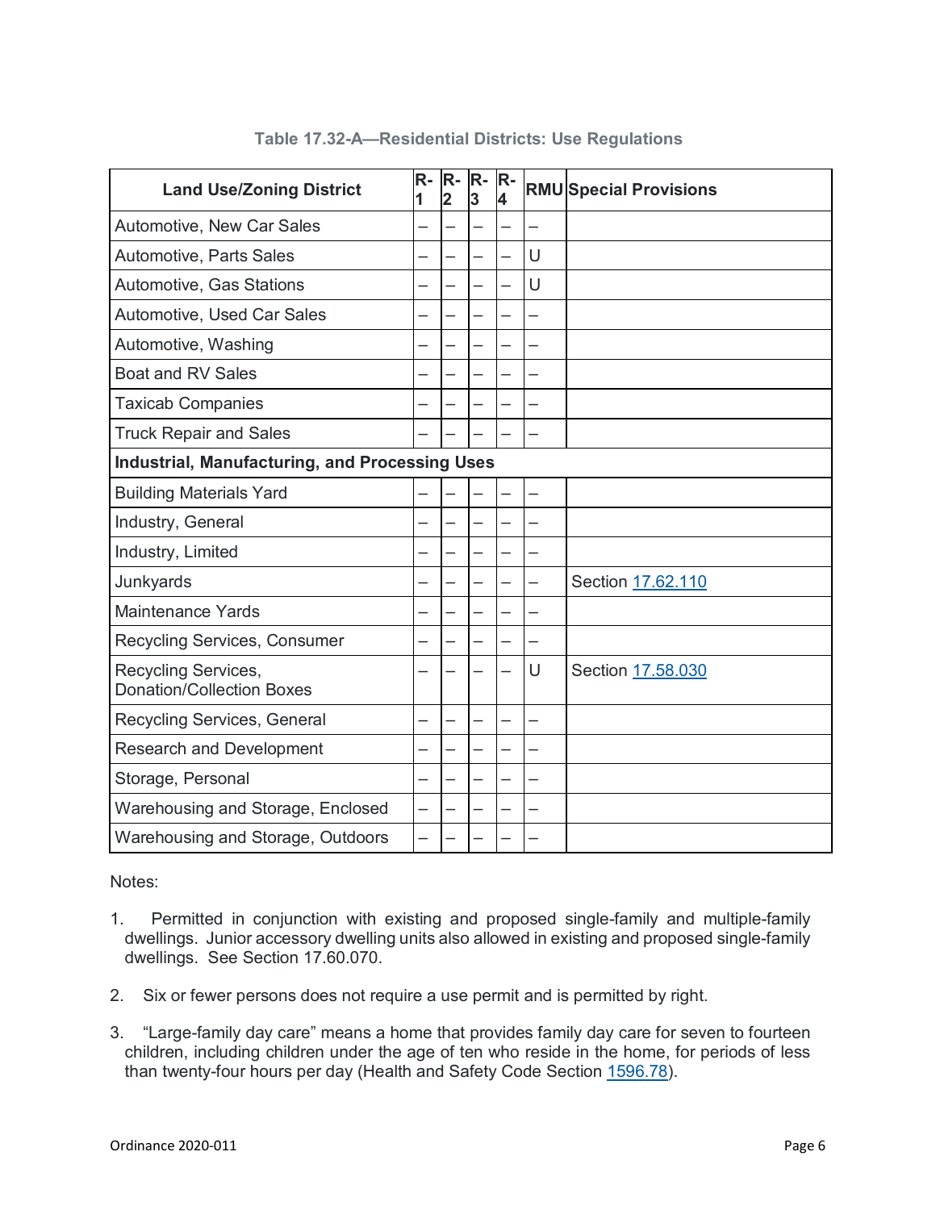**Table 17.32-A—Residential Districts: Use Regulations**

| Land Use/Zoning District | R-1 | R-2 | R-3 | R-4 | RMU | Special Provisions |
|---|---|---|---|---|---|---|
| Automotive, New Car Sales | – | – | – | – | – | |
| Automotive, Parts Sales | – | – | – | – | U | |
| Automotive, Gas Stations | – | – | – | – | U | |
| Automotive, Used Car Sales | – | – | – | – | – | |
| Automotive, Washing | – | – | – | – | – | |
| Boat and RV Sales | – | – | – | – | – | |
| Taxicab Companies | – | – | – | – | – | |
| Truck Repair and Sales | – | – | – | – | – | |
| **Industrial, Manufacturing, and Processing Uses** | | | | | | |
| Building Materials Yard | – | – | – | – | – | |
| Industry, General | – | – | – | – | – | |
| Industry, Limited | – | – | – | – | – | |
| Junkyards | – | – | – | – | – | Section 17.62.110 |
| Maintenance Yards | – | – | – | – | – | |
| Recycling Services, Consumer | – | – | – | – | – | |
| Recycling Services, Donation/Collection Boxes | – | – | – | – | U | Section 17.58.030 |
| Recycling Services, General | – | – | – | – | – | |
| Research and Development | – | – | – | – | – | |
| Storage, Personal | – | – | – | – | – | |
| Warehousing and Storage, Enclosed | – | – | – | – | – | |
| Warehousing and Storage, Outdoors | – | – | – | – | – | |

Notes:

1. Permitted in conjunction with existing and proposed single-family and multiple-family dwellings. Junior accessory dwelling units also allowed in existing and proposed single-family dwellings. See Section 17.60.070.

2. Six or fewer persons does not require a use permit and is permitted by right.

3. "Large-family day care" means a home that provides family day care for seven to fourteen children, including children under the age of ten who reside in the home, for periods of less than twenty-four hours per day (Health and Safety Code Section 1596.78).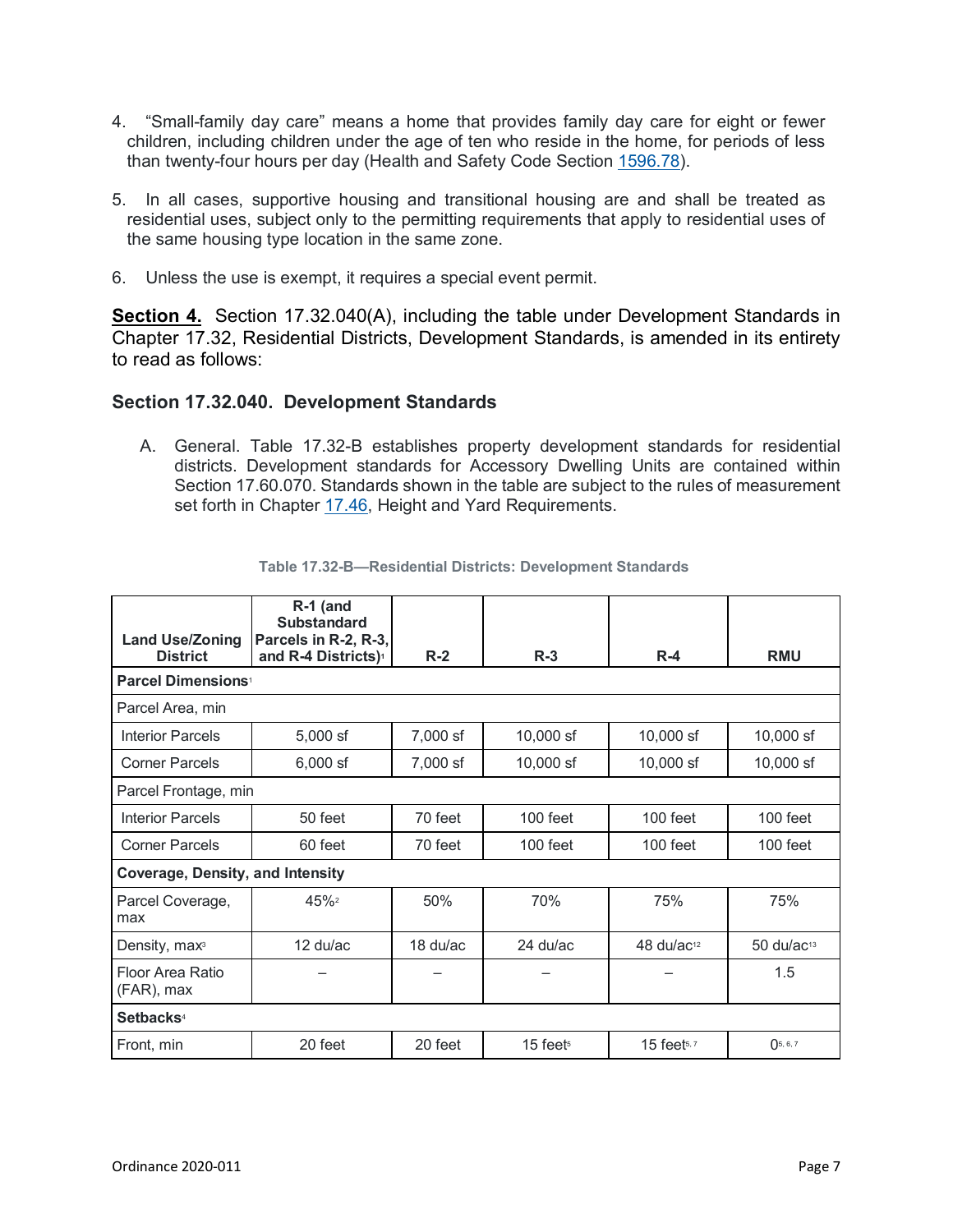4. “Small-family day care” means a home that provides family day care for eight or fewer children, including children under the age of ten who reside in the home, for periods of less than twenty-four hours per day (Health and Safety Code Section 1596.78).

5. In all cases, supportive housing and transitional housing are and shall be treated as residential uses, subject only to the permitting requirements that apply to residential uses of the same housing type location in the same zone.

6. Unless the use is exempt, it requires a special event permit.

**Section 4.** Section 17.32.040(A), including the table under Development Standards in Chapter 17.32, Residential Districts, Development Standards, is amended in its entirety to read as follows:

### Section 17.32.040. Development Standards

A. General. Table 17.32-B establishes property development standards for residential districts. Development standards for Accessory Dwelling Units are contained within Section 17.60.070. Standards shown in the table are subject to the rules of measurement set forth in Chapter 17.46, Height and Yard Requirements.

**Table 17.32-B—Residential Districts: Development Standards**

| Land Use/Zoning District | R-1 (and Substandard Parcels in R-2, R-3, and R-4 Districts)[1] | R-2 | R-3 | R-4 | RMU |
|---|---|---|---|---|---|
| **Parcel Dimensions**[1] | | | | | |
| Parcel Area, min | | | | | |
| Interior Parcels | 5,000 sf | 7,000 sf | 10,000 sf | 10,000 sf | 10,000 sf |
| Corner Parcels | 6,000 sf | 7,000 sf | 10,000 sf | 10,000 sf | 10,000 sf |
| Parcel Frontage, min | | | | | |
| Interior Parcels | 50 feet | 70 feet | 100 feet | 100 feet | 100 feet |
| Corner Parcels | 60 feet | 70 feet | 100 feet | 100 feet | 100 feet |
| **Coverage, Density, and Intensity** | | | | | |
| Parcel Coverage, max | 45%[2] | 50% | 70% | 75% | 75% |
| Density, max[3] | 12 du/ac | 18 du/ac | 24 du/ac | 48 du/ac[12] | 50 du/ac[13] |
| Floor Area Ratio (FAR), max | – | – | – | – | 1.5 |
| **Setbacks**[4] | | | | | |
| Front, min | 20 feet | 20 feet | 15 feet[5] | 15 feet[5, 7] | 0[5, 6, 7] |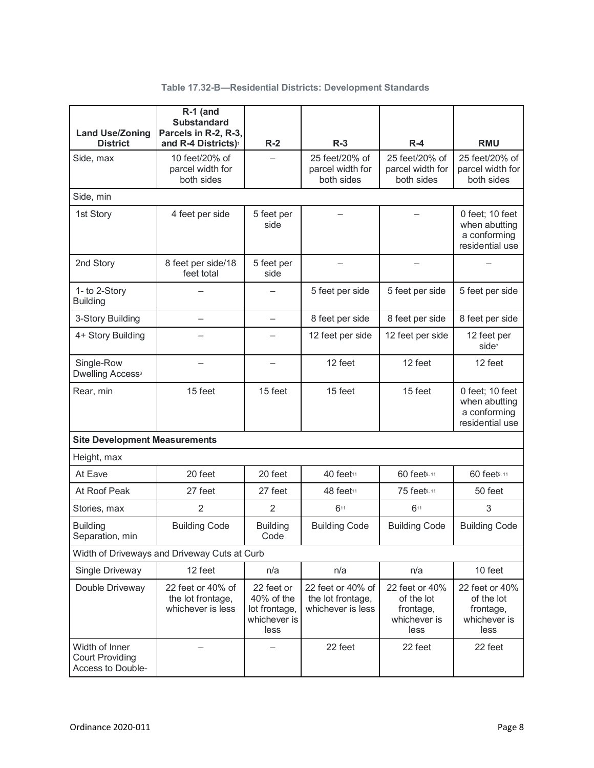**Table 17.32-B—Residential Districts: Development Standards**

| Land Use/Zoning District | R-1 (and Substandard Parcels in R-2, R-3, and R-4 Districts)[1] | R-2 | R-3 | R-4 | RMU |
|---|---|---|---|---|---|
| Side, max | 10 feet/20% of parcel width for both sides | – | 25 feet/20% of parcel width for both sides | 25 feet/20% of parcel width for both sides | 25 feet/20% of parcel width for both sides |
| Side, min | | | | | |
| 1st Story | 4 feet per side | 5 feet per side | – | – | 0 feet; 10 feet when abutting a conforming residential use |
| 2nd Story | 8 feet per side/18 feet total | 5 feet per side | – | – | – |
| 1- to 2-Story Building | – | – | 5 feet per side | 5 feet per side | 5 feet per side |
| 3-Story Building | – | – | 8 feet per side | 8 feet per side | 8 feet per side |
| 4+ Story Building | – | – | 12 feet per side | 12 feet per side | 12 feet per side[7] |
| Single-Row Dwelling Access[8] | – | – | 12 feet | 12 feet | 12 feet |
| Rear, min | 15 feet | 15 feet | 15 feet | 15 feet | 0 feet; 10 feet when abutting a conforming residential use |
| **Site Development Measurements** | | | | | |
| Height, max | | | | | |
| At Eave | 20 feet | 20 feet | 40 feet[11] | 60 feet[9, 11] | 60 feet[9, 11] |
| At Roof Peak | 27 feet | 27 feet | 48 feet[11] | 75 feet[9, 11] | 50 feet |
| Stories, max | 2 | 2 | 6[11] | 6[11] | 3 |
| Building Separation, min | Building Code | Building Code | Building Code | Building Code | Building Code |
| Width of Driveways and Driveway Cuts at Curb | | | | | |
| Single Driveway | 12 feet | n/a | n/a | n/a | 10 feet |
| Double Driveway | 22 feet or 40% of the lot frontage, whichever is less | 22 feet or 40% of the lot frontage, whichever is less | 22 feet or 40% of the lot frontage, whichever is less | 22 feet or 40% of the lot frontage, whichever is less | 22 feet or 40% of the lot frontage, whichever is less |
| Width of Inner Court Providing Access to Double- | – | – | 22 feet | 22 feet | 22 feet |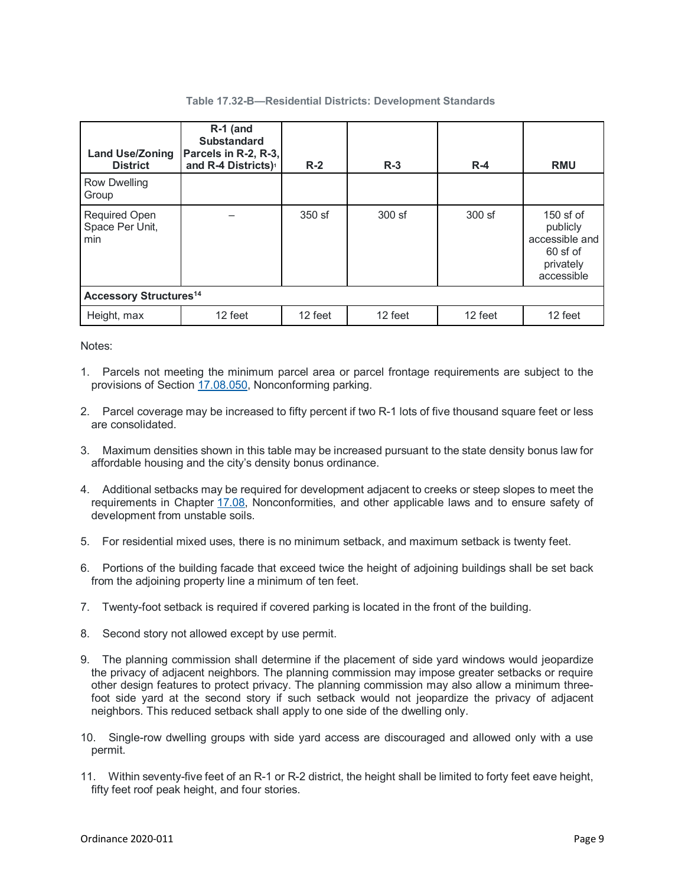**Table 17.32-B—Residential Districts: Development Standards**

| Land Use/Zoning District | R-1 (and Substandard Parcels in R-2, R-3, and R-4 Districts)[1] | R-2 | R-3 | R-4 | RMU |
|---|---|---|---|---|---|
| Row Dwelling Group | | | | | |
| Required Open Space Per Unit, min | – | 350 sf | 300 sf | 300 sf | 150 sf of publicly accessible and 60 sf of privately accessible |
| **Accessory Structures[14]** | | | | | |
| Height, max | 12 feet | 12 feet | 12 feet | 12 feet | 12 feet |

Notes:

1. Parcels not meeting the minimum parcel area or parcel frontage requirements are subject to the provisions of Section 17.08.050, Nonconforming parking.

2. Parcel coverage may be increased to fifty percent if two R-1 lots of five thousand square feet or less are consolidated.

3. Maximum densities shown in this table may be increased pursuant to the state density bonus law for affordable housing and the city's density bonus ordinance.

4. Additional setbacks may be required for development adjacent to creeks or steep slopes to meet the requirements in Chapter 17.08, Nonconformities, and other applicable laws and to ensure safety of development from unstable soils.

5. For residential mixed uses, there is no minimum setback, and maximum setback is twenty feet.

6. Portions of the building facade that exceed twice the height of adjoining buildings shall be set back from the adjoining property line a minimum of ten feet.

7. Twenty-foot setback is required if covered parking is located in the front of the building.

8. Second story not allowed except by use permit.

9. The planning commission shall determine if the placement of side yard windows would jeopardize the privacy of adjacent neighbors. The planning commission may impose greater setbacks or require other design features to protect privacy. The planning commission may also allow a minimum three-foot side yard at the second story if such setback would not jeopardize the privacy of adjacent neighbors. This reduced setback shall apply to one side of the dwelling only.

10. Single-row dwelling groups with side yard access are discouraged and allowed only with a use permit.

11. Within seventy-five feet of an R-1 or R-2 district, the height shall be limited to forty feet eave height, fifty feet roof peak height, and four stories.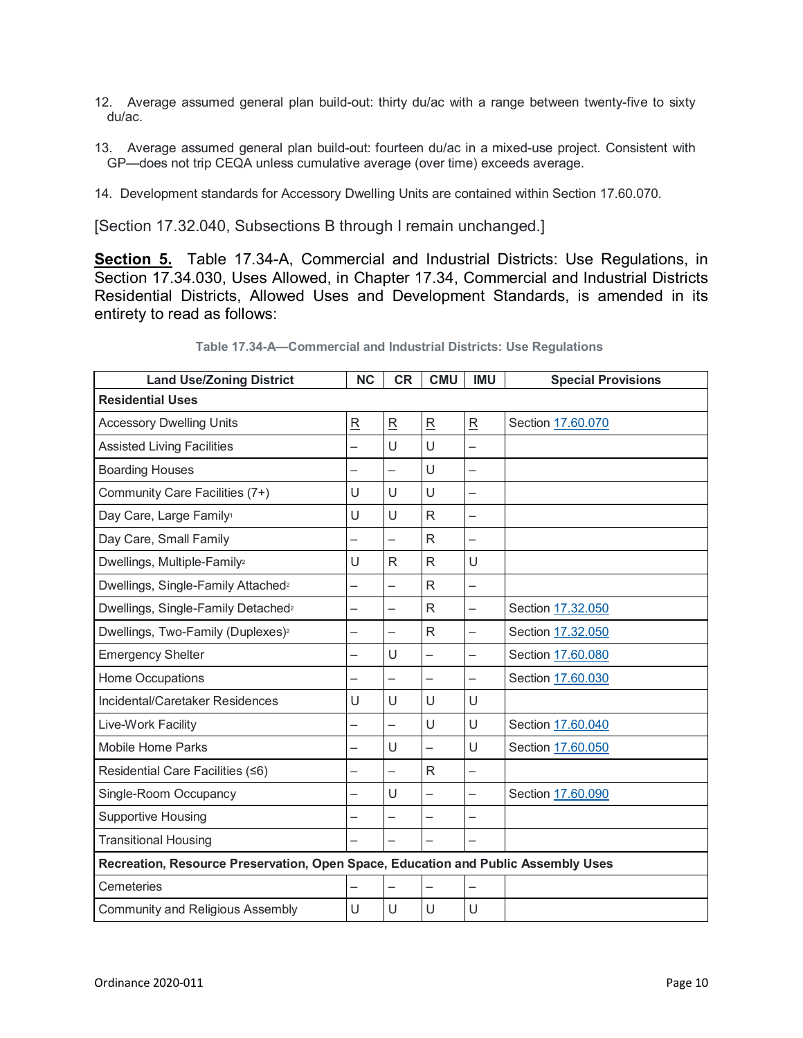12. Average assumed general plan build-out: thirty du/ac with a range between twenty-five to sixty du/ac.

13. Average assumed general plan build-out: fourteen du/ac in a mixed-use project. Consistent with GP—does not trip CEQA unless cumulative average (over time) exceeds average.

14. Development standards for Accessory Dwelling Units are contained within Section 17.60.070.

[Section 17.32.040, Subsections B through I remain unchanged.]

**Section 5.** Table 17.34-A, Commercial and Industrial Districts: Use Regulations, in Section 17.34.030, Uses Allowed, in Chapter 17.34, Commercial and Industrial Districts Residential Districts, Allowed Uses and Development Standards, is amended in its entirety to read as follows:

**Table 17.34-A—Commercial and Industrial Districts: Use Regulations**

| Land Use/Zoning District | NC | CR | CMU | IMU | Special Provisions |
|---|---|---|---|---|---|
| **Residential Uses** | | | | | |
| Accessory Dwelling Units | R | R | R | R | Section 17.60.070 |
| Assisted Living Facilities | – | U | U | – | |
| Boarding Houses | – | – | U | – | |
| Community Care Facilities (7+) | U | U | U | – | |
| Day Care, Large Family[1] | U | U | R | – | |
| Day Care, Small Family | – | – | R | – | |
| Dwellings, Multiple-Family[2] | U | R | R | U | |
| Dwellings, Single-Family Attached[2] | – | – | R | – | |
| Dwellings, Single-Family Detached[2] | – | – | R | – | Section 17.32.050 |
| Dwellings, Two-Family (Duplexes)[2] | – | – | R | – | Section 17.32.050 |
| Emergency Shelter | – | U | – | – | Section 17.60.080 |
| Home Occupations | – | – | – | – | Section 17.60.030 |
| Incidental/Caretaker Residences | U | U | U | U | |
| Live-Work Facility | – | – | U | U | Section 17.60.040 |
| Mobile Home Parks | – | U | – | U | Section 17.60.050 |
| Residential Care Facilities (≤6) | – | – | R | – | |
| Single-Room Occupancy | – | U | – | – | Section 17.60.090 |
| Supportive Housing | – | – | – | – | |
| Transitional Housing | – | – | – | – | |
| **Recreation, Resource Preservation, Open Space, Education and Public Assembly Uses** | | | | | |
| Cemeteries | – | – | – | – | |
| Community and Religious Assembly | U | U | U | U | |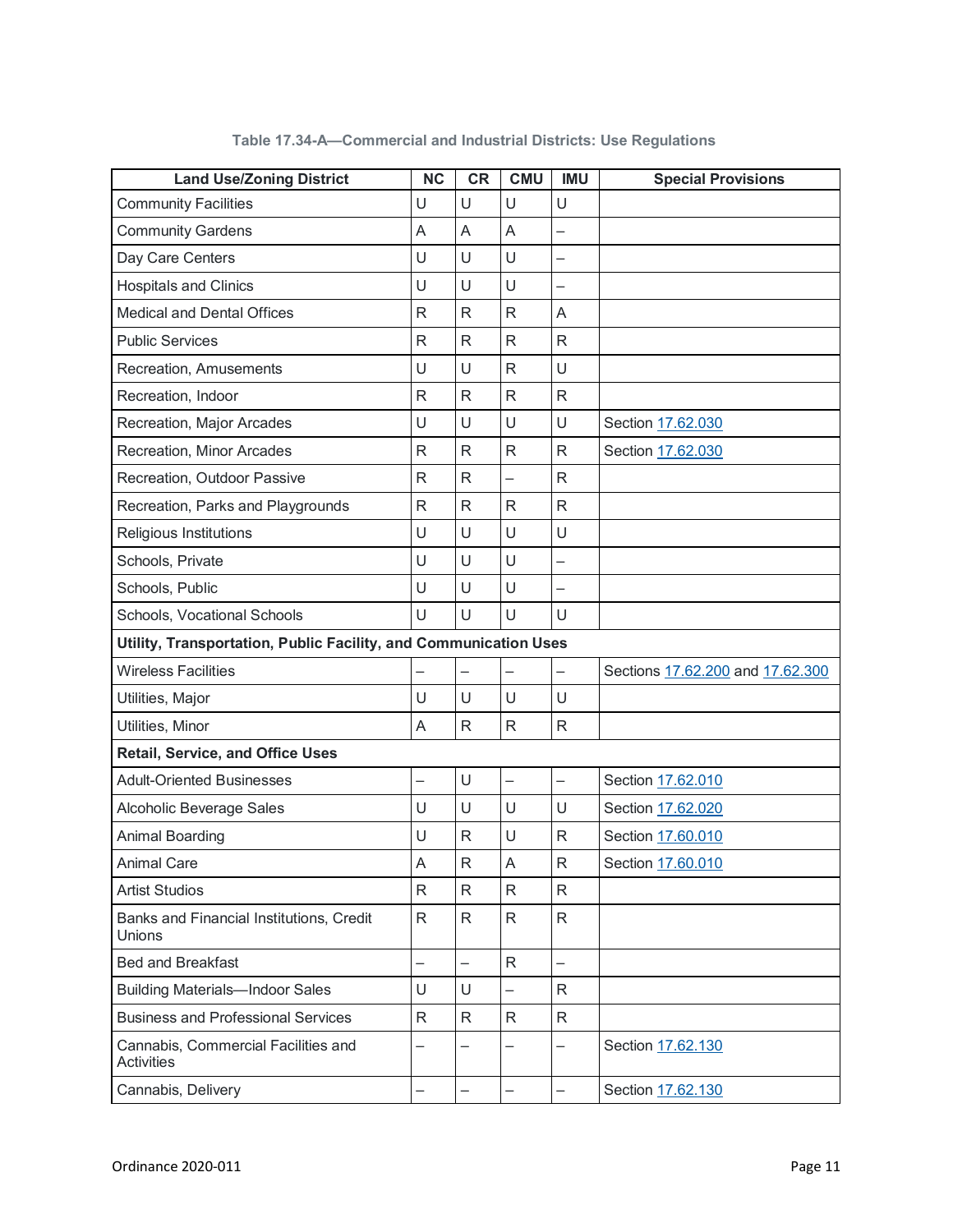**Table 17.34-A—Commercial and Industrial Districts: Use Regulations**

| Land Use/Zoning District | NC | CR | CMU | IMU | Special Provisions |
|---|---|---|---|---|---|
| Community Facilities | U | U | U | U | |
| Community Gardens | A | A | A | – | |
| Day Care Centers | U | U | U | – | |
| Hospitals and Clinics | U | U | U | – | |
| Medical and Dental Offices | R | R | R | A | |
| Public Services | R | R | R | R | |
| Recreation, Amusements | U | U | R | U | |
| Recreation, Indoor | R | R | R | R | |
| Recreation, Major Arcades | U | U | U | U | Section 17.62.030 |
| Recreation, Minor Arcades | R | R | R | R | Section 17.62.030 |
| Recreation, Outdoor Passive | R | R | – | R | |
| Recreation, Parks and Playgrounds | R | R | R | R | |
| Religious Institutions | U | U | U | U | |
| Schools, Private | U | U | U | – | |
| Schools, Public | U | U | U | – | |
| Schools, Vocational Schools | U | U | U | U | |
| **Utility, Transportation, Public Facility, and Communication Uses** | | | | | |
| Wireless Facilities | – | – | – | – | Sections 17.62.200 and 17.62.300 |
| Utilities, Major | U | U | U | U | |
| Utilities, Minor | A | R | R | R | |
| **Retail, Service, and Office Uses** | | | | | |
| Adult-Oriented Businesses | – | U | – | – | Section 17.62.010 |
| Alcoholic Beverage Sales | U | U | U | U | Section 17.62.020 |
| Animal Boarding | U | R | U | R | Section 17.60.010 |
| Animal Care | A | R | A | R | Section 17.60.010 |
| Artist Studios | R | R | R | R | |
| Banks and Financial Institutions, Credit Unions | R | R | R | R | |
| Bed and Breakfast | – | – | R | – | |
| Building Materials—Indoor Sales | U | U | – | R | |
| Business and Professional Services | R | R | R | R | |
| Cannabis, Commercial Facilities and Activities | – | – | – | – | Section 17.62.130 |
| Cannabis, Delivery | – | – | – | – | Section 17.62.130 |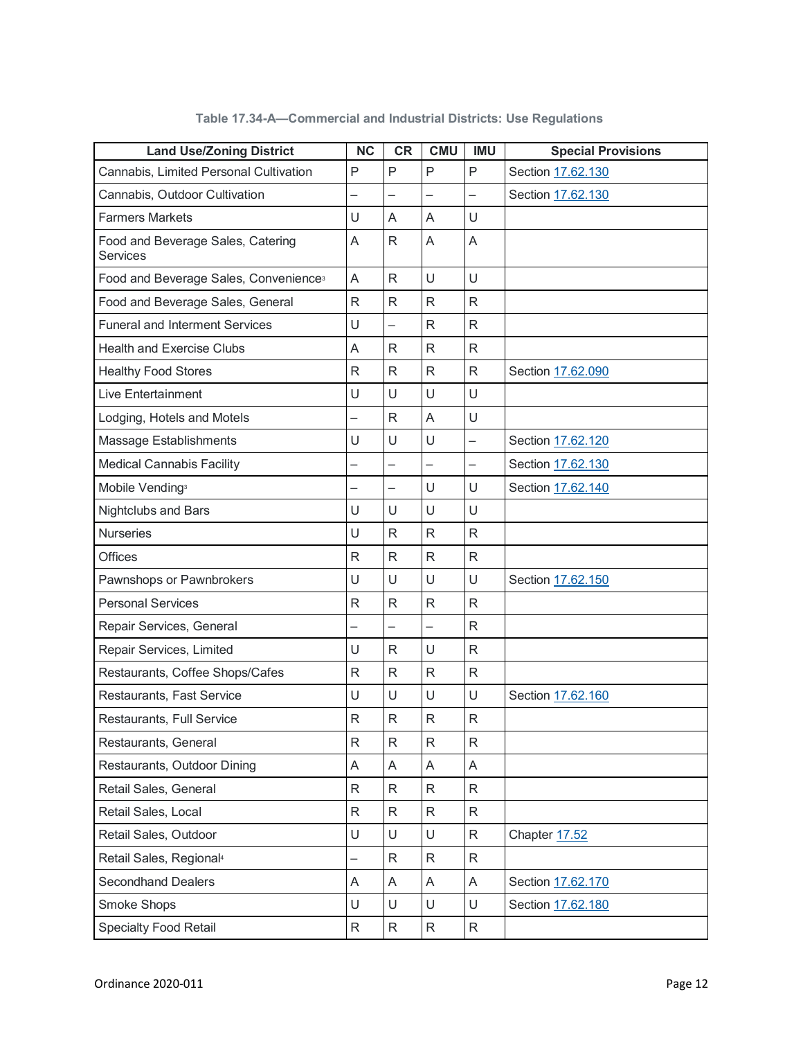Table 17.34-A—Commercial and Industrial Districts: Use Regulations

| Land Use/Zoning District | NC | CR | CMU | IMU | Special Provisions |
|---|---|---|---|---|---|
| Cannabis, Limited Personal Cultivation | P | P | P | P | Section 17.62.130 |
| Cannabis, Outdoor Cultivation | – | – | – | – | Section 17.62.130 |
| Farmers Markets | U | A | A | U | |
| Food and Beverage Sales, Catering Services | A | R | A | A | |
| Food and Beverage Sales, Convenience[3] | A | R | U | U | |
| Food and Beverage Sales, General | R | R | R | R | |
| Funeral and Interment Services | U | – | R | R | |
| Health and Exercise Clubs | A | R | R | R | |
| Healthy Food Stores | R | R | R | R | Section 17.62.090 |
| Live Entertainment | U | U | U | U | |
| Lodging, Hotels and Motels | – | R | A | U | |
| Massage Establishments | U | U | U | – | Section 17.62.120 |
| Medical Cannabis Facility | – | – | – | – | Section 17.62.130 |
| Mobile Vending[3] | – | – | U | U | Section 17.62.140 |
| Nightclubs and Bars | U | U | U | U | |
| Nurseries | U | R | R | R | |
| Offices | R | R | R | R | |
| Pawnshops or Pawnbrokers | U | U | U | U | Section 17.62.150 |
| Personal Services | R | R | R | R | |
| Repair Services, General | – | – | – | R | |
| Repair Services, Limited | U | R | U | R | |
| Restaurants, Coffee Shops/Cafes | R | R | R | R | |
| Restaurants, Fast Service | U | U | U | U | Section 17.62.160 |
| Restaurants, Full Service | R | R | R | R | |
| Restaurants, General | R | R | R | R | |
| Restaurants, Outdoor Dining | A | A | A | A | |
| Retail Sales, General | R | R | R | R | |
| Retail Sales, Local | R | R | R | R | |
| Retail Sales, Outdoor | U | U | U | R | Chapter 17.52 |
| Retail Sales, Regional[4] | – | R | R | R | |
| Secondhand Dealers | A | A | A | A | Section 17.62.170 |
| Smoke Shops | U | U | U | U | Section 17.62.180 |
| Specialty Food Retail | R | R | R | R | |

Ordinance 2020-011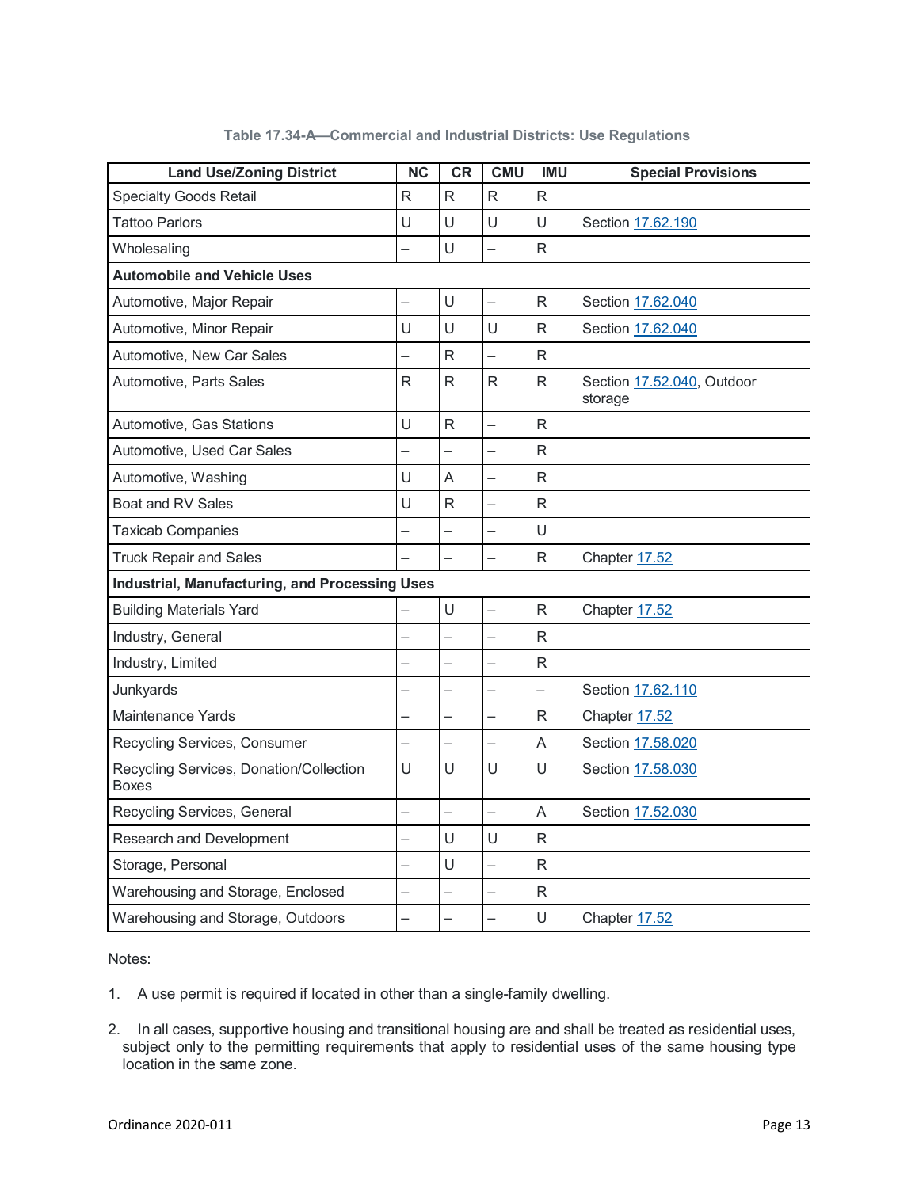Table 17.34-A—Commercial and Industrial Districts: Use Regulations

| Land Use/Zoning District | NC | CR | CMU | IMU | Special Provisions |
|---|---|---|---|---|---|
| Specialty Goods Retail | R | R | R | R | |
| Tattoo Parlors | U | U | U | U | Section 17.62.190 |
| Wholesaling | – | U | – | R | |
| **Automobile and Vehicle Uses** | | | | | |
| Automotive, Major Repair | – | U | – | R | Section 17.62.040 |
| Automotive, Minor Repair | U | U | U | R | Section 17.62.040 |
| Automotive, New Car Sales | – | R | – | R | |
| Automotive, Parts Sales | R | R | R | R | Section 17.52.040, Outdoor storage |
| Automotive, Gas Stations | U | R | – | R | |
| Automotive, Used Car Sales | – | – | – | R | |
| Automotive, Washing | U | A | – | R | |
| Boat and RV Sales | U | R | – | R | |
| Taxicab Companies | – | – | – | U | |
| Truck Repair and Sales | – | – | – | R | Chapter 17.52 |
| **Industrial, Manufacturing, and Processing Uses** | | | | | |
| Building Materials Yard | – | U | – | R | Chapter 17.52 |
| Industry, General | – | – | – | R | |
| Industry, Limited | – | – | – | R | |
| Junkyards | – | – | – | – | Section 17.62.110 |
| Maintenance Yards | – | – | – | R | Chapter 17.52 |
| Recycling Services, Consumer | – | – | – | A | Section 17.58.020 |
| Recycling Services, Donation/Collection Boxes | U | U | U | U | Section 17.58.030 |
| Recycling Services, General | – | – | – | A | Section 17.52.030 |
| Research and Development | – | U | U | R | |
| Storage, Personal | – | U | – | R | |
| Warehousing and Storage, Enclosed | – | – | – | R | |
| Warehousing and Storage, Outdoors | – | – | – | U | Chapter 17.52 |

Notes:

1. A use permit is required if located in other than a single-family dwelling.

2. In all cases, supportive housing and transitional housing are and shall be treated as residential uses, subject only to the permitting requirements that apply to residential uses of the same housing type location in the same zone.

Ordinance 2020-011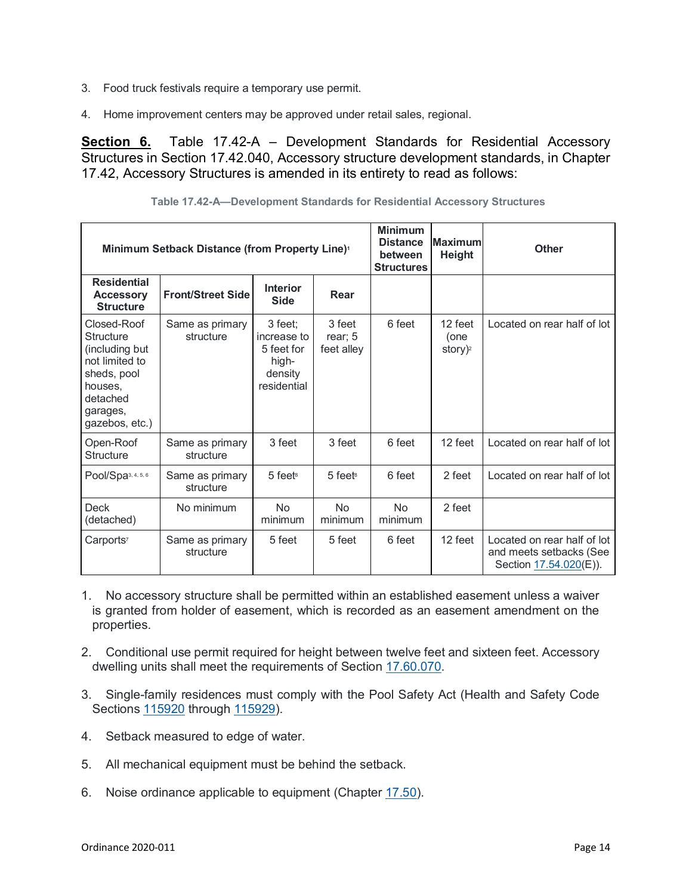3. Food truck festivals require a temporary use permit.

4. Home improvement centers may be approved under retail sales, regional.

**Section 6.** Table 17.42-A – Development Standards for Residential Accessory Structures in Section 17.42.040, Accessory structure development standards, in Chapter 17.42, Accessory Structures is amended in its entirety to read as follows:

**Table 17.42-A—Development Standards for Residential Accessory Structures**

| Minimum Setback Distance (from Property Line)[1] | | | | Minimum Distance between Structures | Maximum Height | Other |
|---|---|---|---|---|---|---|
| **Residential Accessory Structure** | **Front/Street Side** | **Interior Side** | **Rear** | | | |
| Closed-Roof Structure (including but not limited to sheds, pool houses, detached garages, gazebos, etc.) | Same as primary structure | 3 feet; increase to 5 feet for high-density residential | 3 feet rear; 5 feet alley | 6 feet | 12 feet (one story)[2] | Located on rear half of lot |
| Open-Roof Structure | Same as primary structure | 3 feet | 3 feet | 6 feet | 12 feet | Located on rear half of lot |
| Pool/Spa[3, 4, 5, 6] | Same as primary structure | 5 feet[8] | 5 feet[8] | 6 feet | 2 feet | Located on rear half of lot |
| Deck (detached) | No minimum | No minimum | No minimum | No minimum | 2 feet | |
| Carports[7] | Same as primary structure | 5 feet | 5 feet | 6 feet | 12 feet | Located on rear half of lot and meets setbacks (See Section 17.54.020(E)). |

1. No accessory structure shall be permitted within an established easement unless a waiver is granted from holder of easement, which is recorded as an easement amendment on the properties.

2. Conditional use permit required for height between twelve feet and sixteen feet. Accessory dwelling units shall meet the requirements of Section 17.60.070.

3. Single-family residences must comply with the Pool Safety Act (Health and Safety Code Sections 115920 through 115929).

4. Setback measured to edge of water.

5. All mechanical equipment must be behind the setback.

6. Noise ordinance applicable to equipment (Chapter 17.50).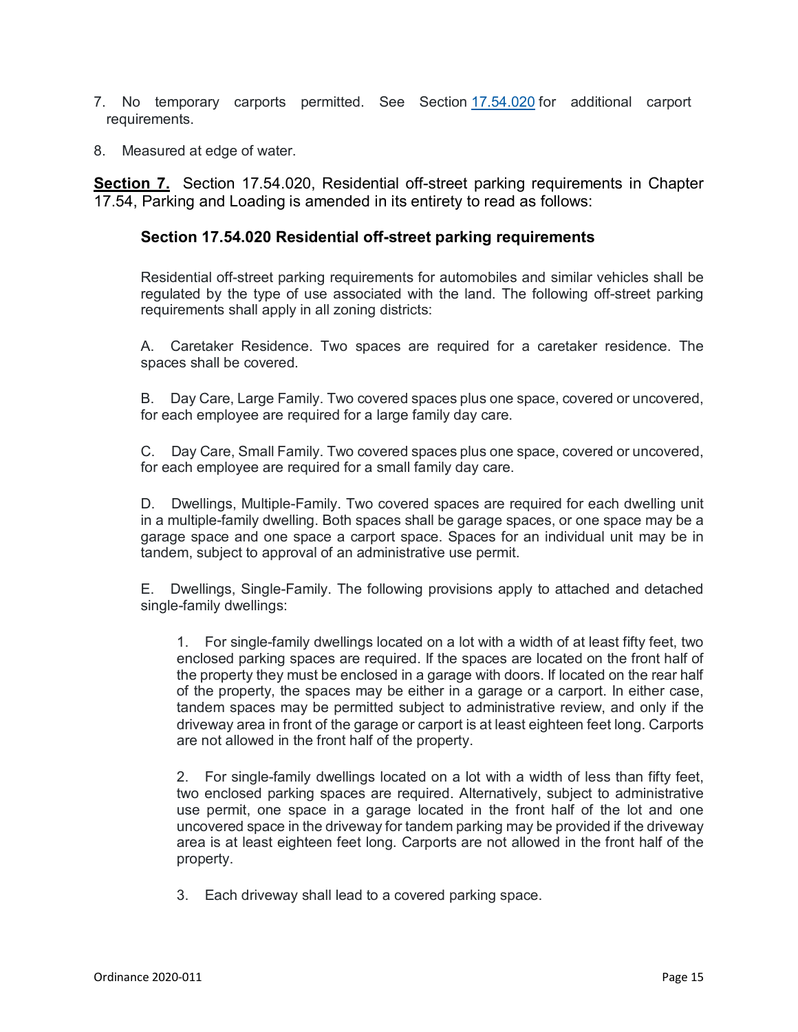7. No temporary carports permitted. See Section [17.54.020](17.54.020) for additional carport requirements.

8. Measured at edge of water.

**Section 7.** Section 17.54.020, Residential off-street parking requirements in Chapter 17.54, Parking and Loading is amended in its entirety to read as follows:

### Section 17.54.020 Residential off-street parking requirements

Residential off-street parking requirements for automobiles and similar vehicles shall be regulated by the type of use associated with the land. The following off-street parking requirements shall apply in all zoning districts:

A. Caretaker Residence. Two spaces are required for a caretaker residence. The spaces shall be covered.

B. Day Care, Large Family. Two covered spaces plus one space, covered or uncovered, for each employee are required for a large family day care.

C. Day Care, Small Family. Two covered spaces plus one space, covered or uncovered, for each employee are required for a small family day care.

D. Dwellings, Multiple-Family. Two covered spaces are required for each dwelling unit in a multiple-family dwelling. Both spaces shall be garage spaces, or one space may be a garage space and one space a carport space. Spaces for an individual unit may be in tandem, subject to approval of an administrative use permit.

E. Dwellings, Single-Family. The following provisions apply to attached and detached single-family dwellings:

1. For single-family dwellings located on a lot with a width of at least fifty feet, two enclosed parking spaces are required. If the spaces are located on the front half of the property they must be enclosed in a garage with doors. If located on the rear half of the property, the spaces may be either in a garage or a carport. In either case, tandem spaces may be permitted subject to administrative review, and only if the driveway area in front of the garage or carport is at least eighteen feet long. Carports are not allowed in the front half of the property.

2. For single-family dwellings located on a lot with a width of less than fifty feet, two enclosed parking spaces are required. Alternatively, subject to administrative use permit, one space in a garage located in the front half of the lot and one uncovered space in the driveway for tandem parking may be provided if the driveway area is at least eighteen feet long. Carports are not allowed in the front half of the property.

3. Each driveway shall lead to a covered parking space.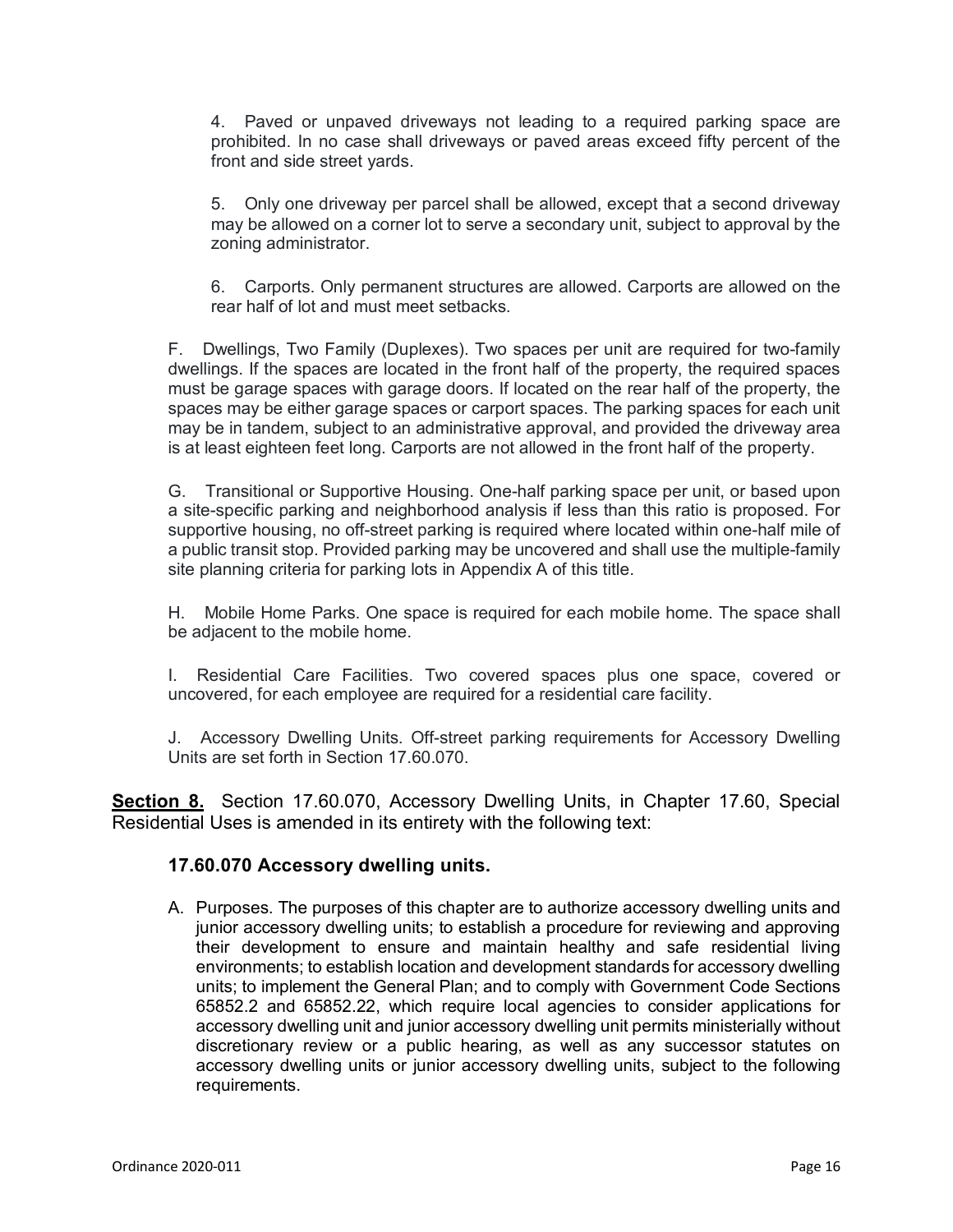4. Paved or unpaved driveways not leading to a required parking space are prohibited. In no case shall driveways or paved areas exceed fifty percent of the front and side street yards.

5. Only one driveway per parcel shall be allowed, except that a second driveway may be allowed on a corner lot to serve a secondary unit, subject to approval by the zoning administrator.

6. Carports. Only permanent structures are allowed. Carports are allowed on the rear half of lot and must meet setbacks.

F. Dwellings, Two Family (Duplexes). Two spaces per unit are required for two-family dwellings. If the spaces are located in the front half of the property, the required spaces must be garage spaces with garage doors. If located on the rear half of the property, the spaces may be either garage spaces or carport spaces. The parking spaces for each unit may be in tandem, subject to an administrative approval, and provided the driveway area is at least eighteen feet long. Carports are not allowed in the front half of the property.

G. Transitional or Supportive Housing. One-half parking space per unit, or based upon a site-specific parking and neighborhood analysis if less than this ratio is proposed. For supportive housing, no off-street parking is required where located within one-half mile of a public transit stop. Provided parking may be uncovered and shall use the multiple-family site planning criteria for parking lots in Appendix A of this title.

H. Mobile Home Parks. One space is required for each mobile home. The space shall be adjacent to the mobile home.

I. Residential Care Facilities. Two covered spaces plus one space, covered or uncovered, for each employee are required for a residential care facility.

J. Accessory Dwelling Units. Off-street parking requirements for Accessory Dwelling Units are set forth in Section 17.60.070.

**Section 8.** Section 17.60.070, Accessory Dwelling Units, in Chapter 17.60, Special Residential Uses is amended in its entirety with the following text:

### 17.60.070 Accessory dwelling units.

A. Purposes. The purposes of this chapter are to authorize accessory dwelling units and junior accessory dwelling units; to establish a procedure for reviewing and approving their development to ensure and maintain healthy and safe residential living environments; to establish location and development standards for accessory dwelling units; to implement the General Plan; and to comply with Government Code Sections 65852.2 and 65852.22, which require local agencies to consider applications for accessory dwelling unit and junior accessory dwelling unit permits ministerially without discretionary review or a public hearing, as well as any successor statutes on accessory dwelling units or junior accessory dwelling units, subject to the following requirements.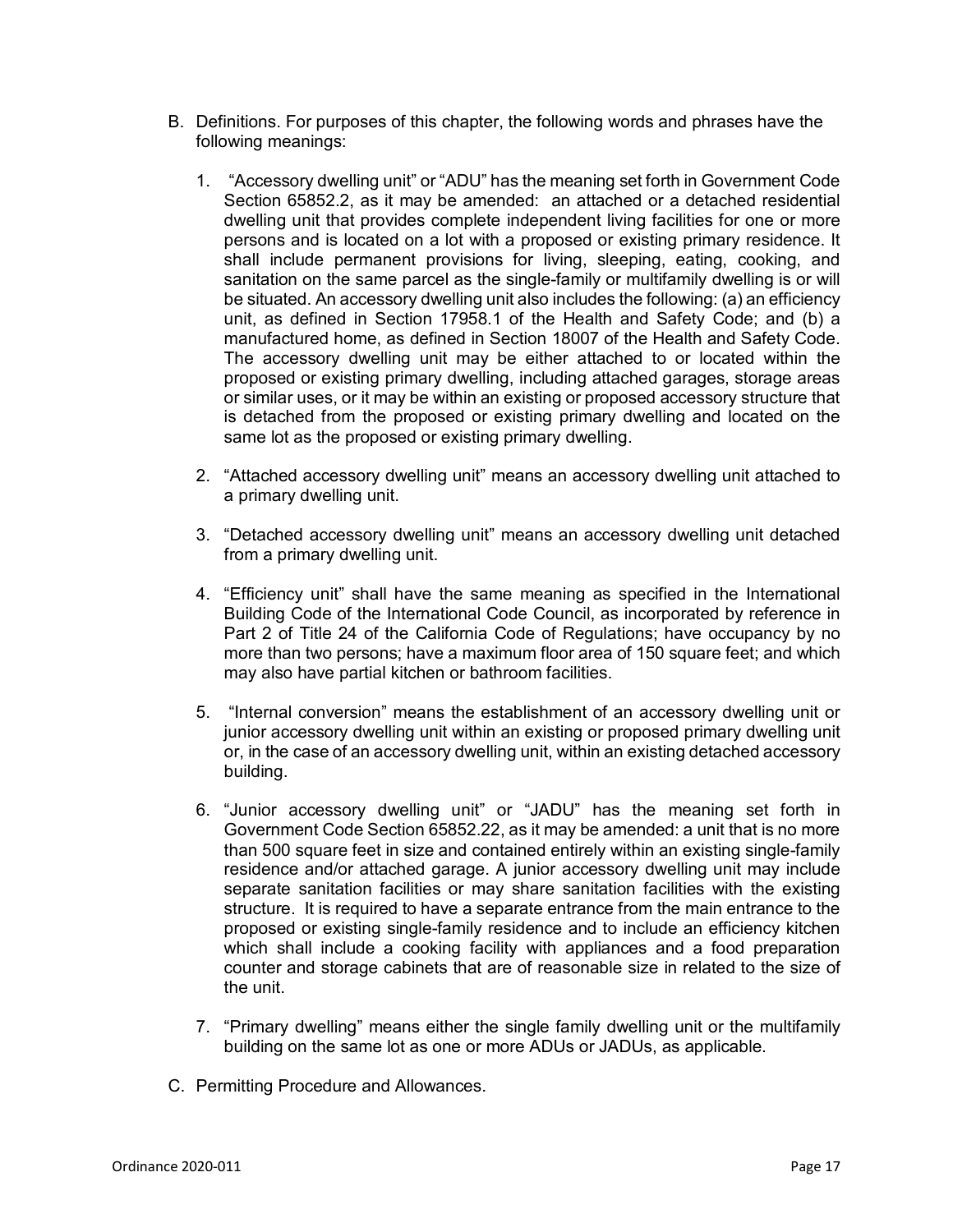B. Definitions. For purposes of this chapter, the following words and phrases have the following meanings:

   1. "Accessory dwelling unit" or "ADU" has the meaning set forth in Government Code Section 65852.2, as it may be amended: an attached or a detached residential dwelling unit that provides complete independent living facilities for one or more persons and is located on a lot with a proposed or existing primary residence. It shall include permanent provisions for living, sleeping, eating, cooking, and sanitation on the same parcel as the single-family or multifamily dwelling is or will be situated. An accessory dwelling unit also includes the following: (a) an efficiency unit, as defined in Section 17958.1 of the Health and Safety Code; and (b) a manufactured home, as defined in Section 18007 of the Health and Safety Code. The accessory dwelling unit may be either attached to or located within the proposed or existing primary dwelling, including attached garages, storage areas or similar uses, or it may be within an existing or proposed accessory structure that is detached from the proposed or existing primary dwelling and located on the same lot as the proposed or existing primary dwelling.

   2. "Attached accessory dwelling unit" means an accessory dwelling unit attached to a primary dwelling unit.

   3. "Detached accessory dwelling unit" means an accessory dwelling unit detached from a primary dwelling unit.

   4. "Efficiency unit" shall have the same meaning as specified in the International Building Code of the International Code Council, as incorporated by reference in Part 2 of Title 24 of the California Code of Regulations; have occupancy by no more than two persons; have a maximum floor area of 150 square feet; and which may also have partial kitchen or bathroom facilities.

   5. "Internal conversion" means the establishment of an accessory dwelling unit or junior accessory dwelling unit within an existing or proposed primary dwelling unit or, in the case of an accessory dwelling unit, within an existing detached accessory building.

   6. "Junior accessory dwelling unit" or "JADU" has the meaning set forth in Government Code Section 65852.22, as it may be amended: a unit that is no more than 500 square feet in size and contained entirely within an existing single-family residence and/or attached garage. A junior accessory dwelling unit may include separate sanitation facilities or may share sanitation facilities with the existing structure. It is required to have a separate entrance from the main entrance to the proposed or existing single-family residence and to include an efficiency kitchen which shall include a cooking facility with appliances and a food preparation counter and storage cabinets that are of reasonable size in related to the size of the unit.

   7. "Primary dwelling" means either the single family dwelling unit or the multifamily building on the same lot as one or more ADUs or JADUs, as applicable.

C. Permitting Procedure and Allowances.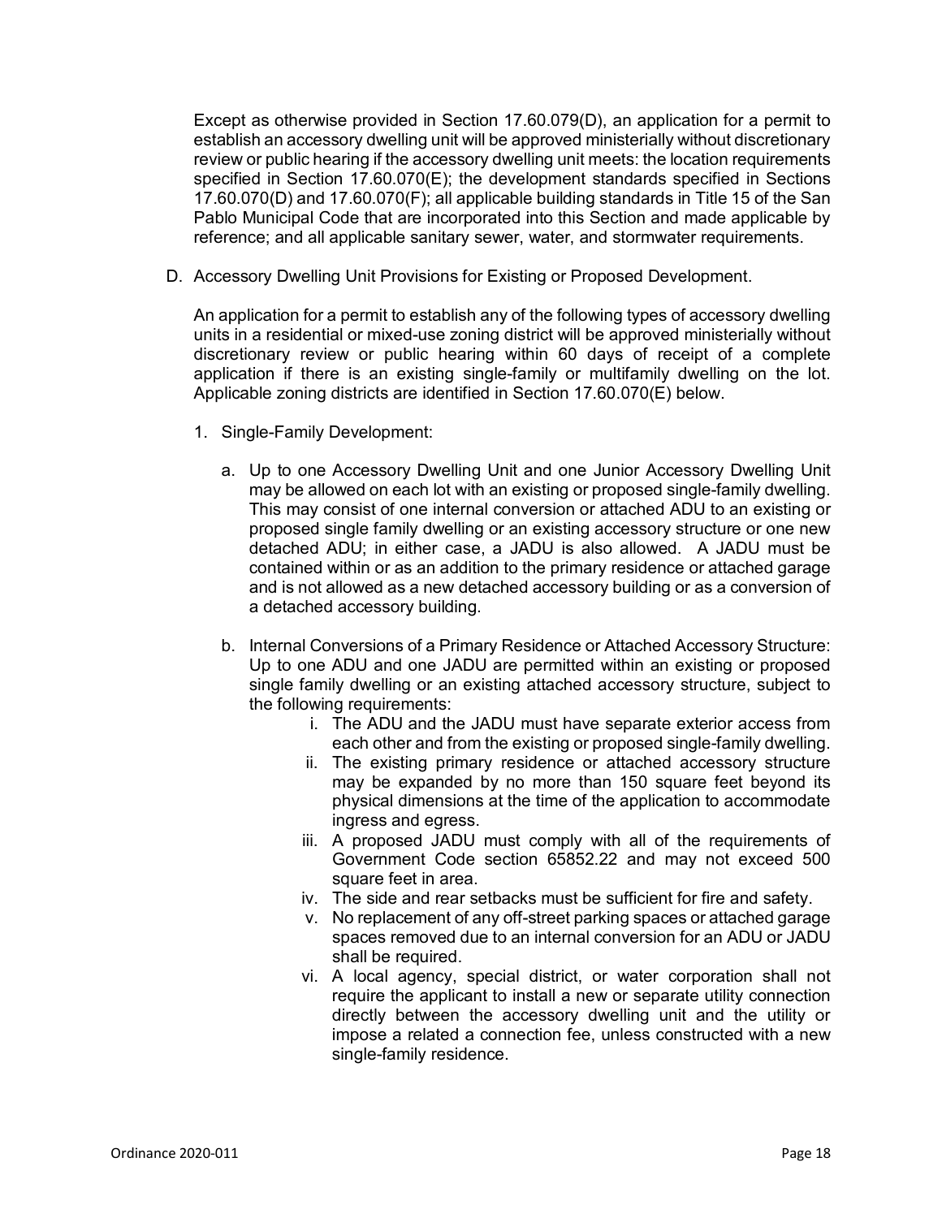Except as otherwise provided in Section 17.60.079(D), an application for a permit to establish an accessory dwelling unit will be approved ministerially without discretionary review or public hearing if the accessory dwelling unit meets: the location requirements specified in Section 17.60.070(E); the development standards specified in Sections 17.60.070(D) and 17.60.070(F); all applicable building standards in Title 15 of the San Pablo Municipal Code that are incorporated into this Section and made applicable by reference; and all applicable sanitary sewer, water, and stormwater requirements.

D. Accessory Dwelling Unit Provisions for Existing or Proposed Development.

   An application for a permit to establish any of the following types of accessory dwelling units in a residential or mixed-use zoning district will be approved ministerially without discretionary review or public hearing within 60 days of receipt of a complete application if there is an existing single-family or multifamily dwelling on the lot. Applicable zoning districts are identified in Section 17.60.070(E) below.

   1. Single-Family Development:

      a. Up to one Accessory Dwelling Unit and one Junior Accessory Dwelling Unit may be allowed on each lot with an existing or proposed single-family dwelling. This may consist of one internal conversion or attached ADU to an existing or proposed single family dwelling or an existing accessory structure or one new detached ADU; in either case, a JADU is also allowed. A JADU must be contained within or as an addition to the primary residence or attached garage and is not allowed as a new detached accessory building or as a conversion of a detached accessory building.

      b. Internal Conversions of a Primary Residence or Attached Accessory Structure: Up to one ADU and one JADU are permitted within an existing or proposed single family dwelling or an existing attached accessory structure, subject to the following requirements:

         i. The ADU and the JADU must have separate exterior access from each other and from the existing or proposed single-family dwelling.
         ii. The existing primary residence or attached accessory structure may be expanded by no more than 150 square feet beyond its physical dimensions at the time of the application to accommodate ingress and egress.
         iii. A proposed JADU must comply with all of the requirements of Government Code section 65852.22 and may not exceed 500 square feet in area.
         iv. The side and rear setbacks must be sufficient for fire and safety.
         v. No replacement of any off-street parking spaces or attached garage spaces removed due to an internal conversion for an ADU or JADU shall be required.
         vi. A local agency, special district, or water corporation shall not require the applicant to install a new or separate utility connection directly between the accessory dwelling unit and the utility or impose a related a connection fee, unless constructed with a new single-family residence.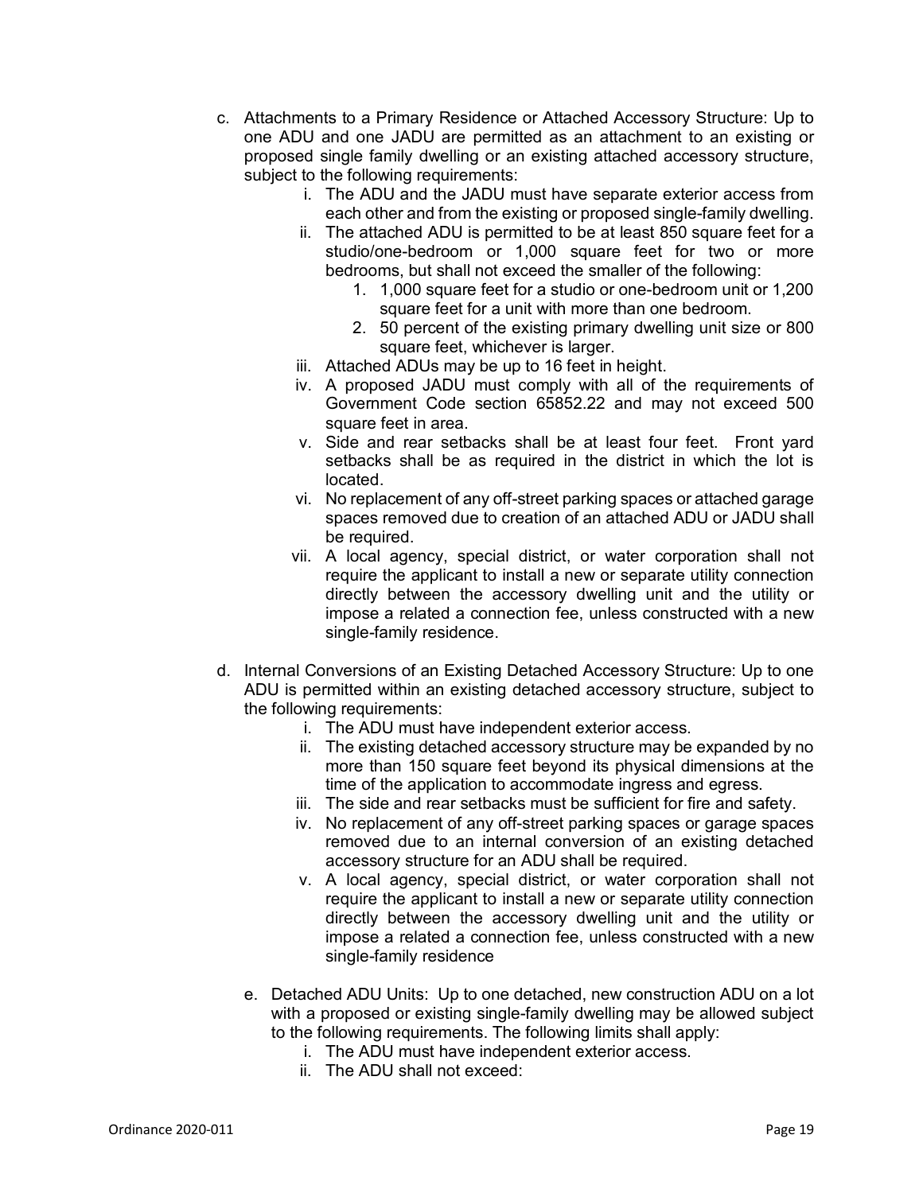c. Attachments to a Primary Residence or Attached Accessory Structure: Up to one ADU and one JADU are permitted as an attachment to an existing or proposed single family dwelling or an existing attached accessory structure, subject to the following requirements:

    i. The ADU and the JADU must have separate exterior access from each other and from the existing or proposed single-family dwelling.
    ii. The attached ADU is permitted to be at least 850 square feet for a studio/one-bedroom or 1,000 square feet for two or more bedrooms, but shall not exceed the smaller of the following:
        1. 1,000 square feet for a studio or one-bedroom unit or 1,200 square feet for a unit with more than one bedroom.
        2. 50 percent of the existing primary dwelling unit size or 800 square feet, whichever is larger.
    iii. Attached ADUs may be up to 16 feet in height.
    iv. A proposed JADU must comply with all of the requirements of Government Code section 65852.22 and may not exceed 500 square feet in area.
    v. Side and rear setbacks shall be at least four feet. Front yard setbacks shall be as required in the district in which the lot is located.
    vi. No replacement of any off-street parking spaces or attached garage spaces removed due to creation of an attached ADU or JADU shall be required.
    vii. A local agency, special district, or water corporation shall not require the applicant to install a new or separate utility connection directly between the accessory dwelling unit and the utility or impose a related a connection fee, unless constructed with a new single-family residence.

d. Internal Conversions of an Existing Detached Accessory Structure: Up to one ADU is permitted within an existing detached accessory structure, subject to the following requirements:

    i. The ADU must have independent exterior access.
    ii. The existing detached accessory structure may be expanded by no more than 150 square feet beyond its physical dimensions at the time of the application to accommodate ingress and egress.
    iii. The side and rear setbacks must be sufficient for fire and safety.
    iv. No replacement of any off-street parking spaces or garage spaces removed due to an internal conversion of an existing detached accessory structure for an ADU shall be required.
    v. A local agency, special district, or water corporation shall not require the applicant to install a new or separate utility connection directly between the accessory dwelling unit and the utility or impose a related a connection fee, unless constructed with a new single-family residence

e. Detached ADU Units: Up to one detached, new construction ADU on a lot with a proposed or existing single-family dwelling may be allowed subject to the following requirements. The following limits shall apply:

    i. The ADU must have independent exterior access.
    ii. The ADU shall not exceed: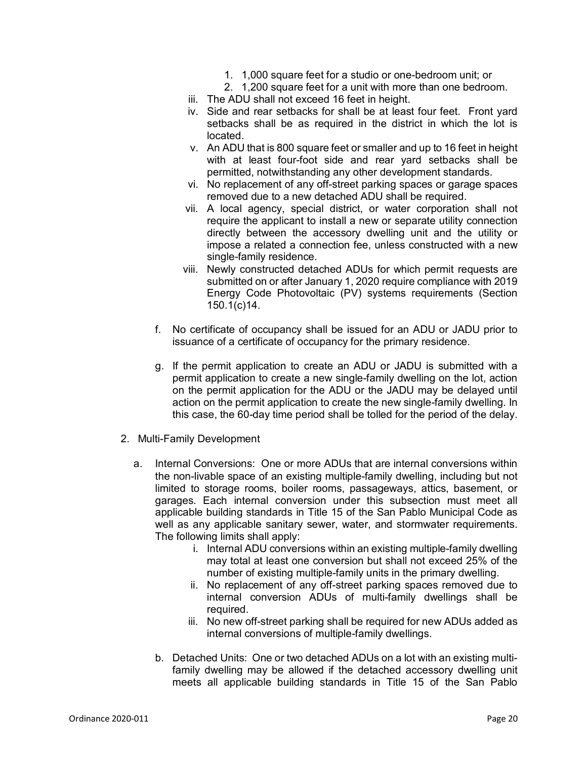1. 1,000 square feet for a studio or one-bedroom unit; or
2. 1,200 square feet for a unit with more than one bedroom.

iii. The ADU shall not exceed 16 feet in height.

iv. Side and rear setbacks for shall be at least four feet. Front yard setbacks shall be as required in the district in which the lot is located.

v. An ADU that is 800 square feet or smaller and up to 16 feet in height with at least four-foot side and rear yard setbacks shall be permitted, notwithstanding any other development standards.

vi. No replacement of any off-street parking spaces or garage spaces removed due to a new detached ADU shall be required.

vii. A local agency, special district, or water corporation shall not require the applicant to install a new or separate utility connection directly between the accessory dwelling unit and the utility or impose a related a connection fee, unless constructed with a new single-family residence.

viii. Newly constructed detached ADUs for which permit requests are submitted on or after January 1, 2020 require compliance with 2019 Energy Code Photovoltaic (PV) systems requirements (Section 150.1(c)14.

f. No certificate of occupancy shall be issued for an ADU or JADU prior to issuance of a certificate of occupancy for the primary residence.

g. If the permit application to create an ADU or JADU is submitted with a permit application to create a new single-family dwelling on the lot, action on the permit application for the ADU or the JADU may be delayed until action on the permit application to create the new single-family dwelling. In this case, the 60-day time period shall be tolled for the period of the delay.

2. Multi-Family Development

a. Internal Conversions: One or more ADUs that are internal conversions within the non-livable space of an existing multiple-family dwelling, including but not limited to storage rooms, boiler rooms, passageways, attics, basement, or garages. Each internal conversion under this subsection must meet all applicable building standards in Title 15 of the San Pablo Municipal Code as well as any applicable sanitary sewer, water, and stormwater requirements. The following limits shall apply:

i. Internal ADU conversions within an existing multiple-family dwelling may total at least one conversion but shall not exceed 25% of the number of existing multiple-family units in the primary dwelling.

ii. No replacement of any off-street parking spaces removed due to internal conversion ADUs of multi-family dwellings shall be required.

iii. No new off-street parking shall be required for new ADUs added as internal conversions of multiple-family dwellings.

b. Detached Units: One or two detached ADUs on a lot with an existing multi-family dwelling may be allowed if the detached accessory dwelling unit meets all applicable building standards in Title 15 of the San Pablo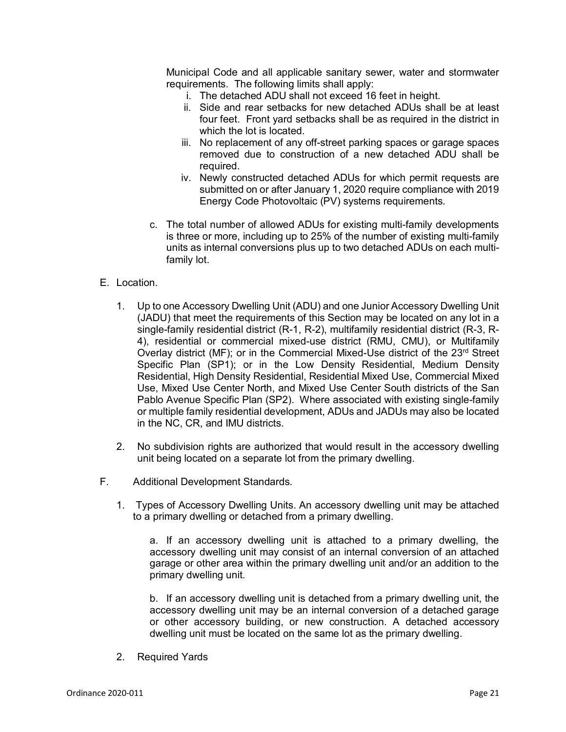Municipal Code and all applicable sanitary sewer, water and stormwater requirements. The following limits shall apply:

i. The detached ADU shall not exceed 16 feet in height.
ii. Side and rear setbacks for new detached ADUs shall be at least four feet. Front yard setbacks shall be as required in the district in which the lot is located.
iii. No replacement of any off-street parking spaces or garage spaces removed due to construction of a new detached ADU shall be required.
iv. Newly constructed detached ADUs for which permit requests are submitted on or after January 1, 2020 require compliance with 2019 Energy Code Photovoltaic (PV) systems requirements.

c. The total number of allowed ADUs for existing multi-family developments is three or more, including up to 25% of the number of existing multi-family units as internal conversions plus up to two detached ADUs on each multi-family lot.

E. Location.

1. Up to one Accessory Dwelling Unit (ADU) and one Junior Accessory Dwelling Unit (JADU) that meet the requirements of this Section may be located on any lot in a single-family residential district (R-1, R-2), multifamily residential district (R-3, R-4), residential or commercial mixed-use district (RMU, CMU), or Multifamily Overlay district (MF); or in the Commercial Mixed-Use district of the 23rd Street Specific Plan (SP1); or in the Low Density Residential, Medium Density Residential, High Density Residential, Residential Mixed Use, Commercial Mixed Use, Mixed Use Center North, and Mixed Use Center South districts of the San Pablo Avenue Specific Plan (SP2). Where associated with existing single-family or multiple family residential development, ADUs and JADUs may also be located in the NC, CR, and IMU districts.

2. No subdivision rights are authorized that would result in the accessory dwelling unit being located on a separate lot from the primary dwelling.

F. Additional Development Standards.

1. Types of Accessory Dwelling Units. An accessory dwelling unit may be attached to a primary dwelling or detached from a primary dwelling.

   a. If an accessory dwelling unit is attached to a primary dwelling, the accessory dwelling unit may consist of an internal conversion of an attached garage or other area within the primary dwelling unit and/or an addition to the primary dwelling unit.

   b. If an accessory dwelling unit is detached from a primary dwelling unit, the accessory dwelling unit may be an internal conversion of a detached garage or other accessory building, or new construction. A detached accessory dwelling unit must be located on the same lot as the primary dwelling.

2. Required Yards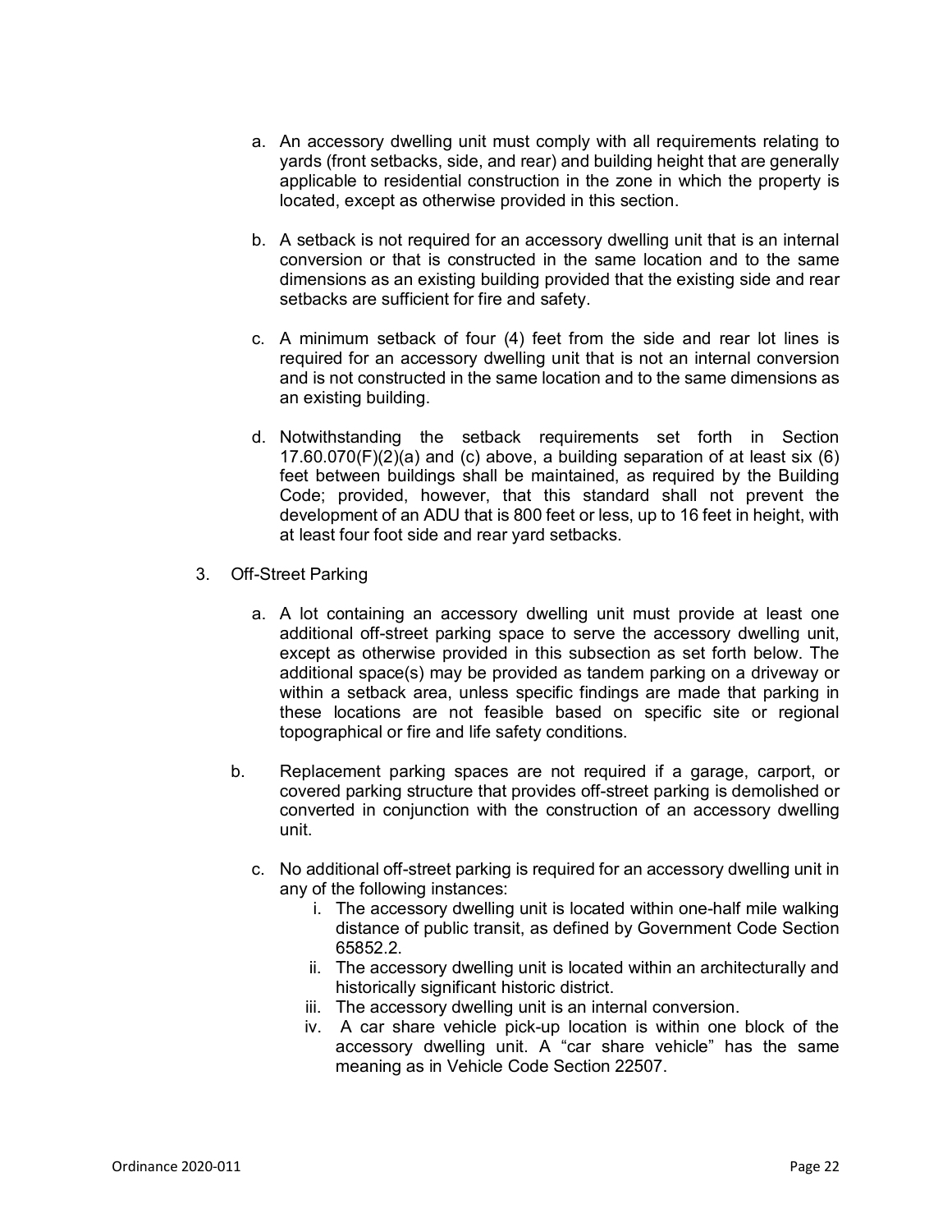a. An accessory dwelling unit must comply with all requirements relating to yards (front setbacks, side, and rear) and building height that are generally applicable to residential construction in the zone in which the property is located, except as otherwise provided in this section.

b. A setback is not required for an accessory dwelling unit that is an internal conversion or that is constructed in the same location and to the same dimensions as an existing building provided that the existing side and rear setbacks are sufficient for fire and safety.

c. A minimum setback of four (4) feet from the side and rear lot lines is required for an accessory dwelling unit that is not an internal conversion and is not constructed in the same location and to the same dimensions as an existing building.

d. Notwithstanding the setback requirements set forth in Section 17.60.070(F)(2)(a) and (c) above, a building separation of at least six (6) feet between buildings shall be maintained, as required by the Building Code; provided, however, that this standard shall not prevent the development of an ADU that is 800 feet or less, up to 16 feet in height, with at least four foot side and rear yard setbacks.

3. Off-Street Parking

a. A lot containing an accessory dwelling unit must provide at least one additional off-street parking space to serve the accessory dwelling unit, except as otherwise provided in this subsection as set forth below. The additional space(s) may be provided as tandem parking on a driveway or within a setback area, unless specific findings are made that parking in these locations are not feasible based on specific site or regional topographical or fire and life safety conditions.

b. Replacement parking spaces are not required if a garage, carport, or covered parking structure that provides off-street parking is demolished or converted in conjunction with the construction of an accessory dwelling unit.

c. No additional off-street parking is required for an accessory dwelling unit in any of the following instances:
   i. The accessory dwelling unit is located within one-half mile walking distance of public transit, as defined by Government Code Section 65852.2.
   ii. The accessory dwelling unit is located within an architecturally and historically significant historic district.
   iii. The accessory dwelling unit is an internal conversion.
   iv. A car share vehicle pick-up location is within one block of the accessory dwelling unit. A "car share vehicle" has the same meaning as in Vehicle Code Section 22507.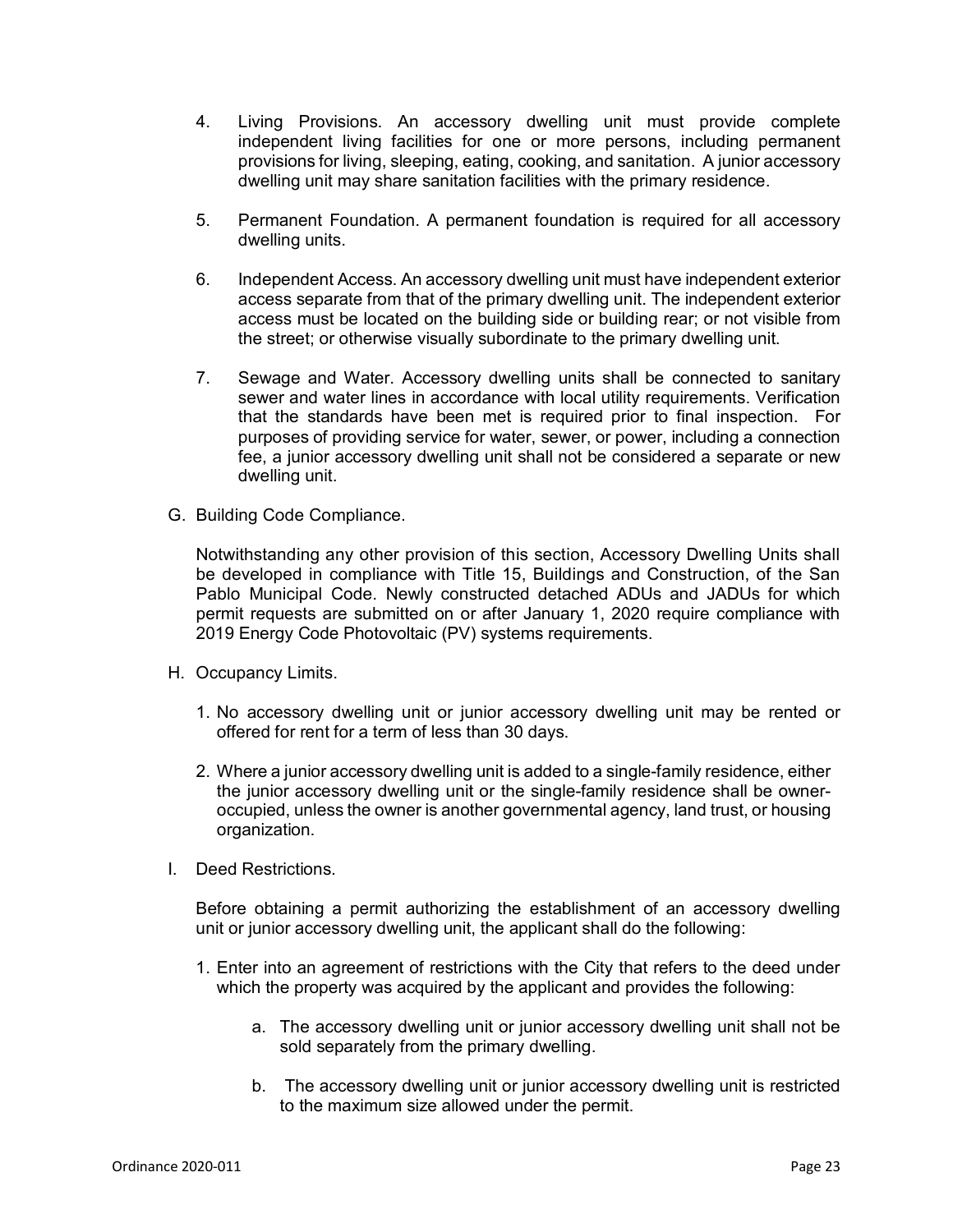4. Living Provisions. An accessory dwelling unit must provide complete independent living facilities for one or more persons, including permanent provisions for living, sleeping, eating, cooking, and sanitation. A junior accessory dwelling unit may share sanitation facilities with the primary residence.

5. Permanent Foundation. A permanent foundation is required for all accessory dwelling units.

6. Independent Access. An accessory dwelling unit must have independent exterior access separate from that of the primary dwelling unit. The independent exterior access must be located on the building side or building rear; or not visible from the street; or otherwise visually subordinate to the primary dwelling unit.

7. Sewage and Water. Accessory dwelling units shall be connected to sanitary sewer and water lines in accordance with local utility requirements. Verification that the standards have been met is required prior to final inspection. For purposes of providing service for water, sewer, or power, including a connection fee, a junior accessory dwelling unit shall not be considered a separate or new dwelling unit.

G. Building Code Compliance.

Notwithstanding any other provision of this section, Accessory Dwelling Units shall be developed in compliance with Title 15, Buildings and Construction, of the San Pablo Municipal Code. Newly constructed detached ADUs and JADUs for which permit requests are submitted on or after January 1, 2020 require compliance with 2019 Energy Code Photovoltaic (PV) systems requirements.

H. Occupancy Limits.

1. No accessory dwelling unit or junior accessory dwelling unit may be rented or offered for rent for a term of less than 30 days.

2. Where a junior accessory dwelling unit is added to a single-family residence, either the junior accessory dwelling unit or the single-family residence shall be owner-occupied, unless the owner is another governmental agency, land trust, or housing organization.

I. Deed Restrictions.

Before obtaining a permit authorizing the establishment of an accessory dwelling unit or junior accessory dwelling unit, the applicant shall do the following:

1. Enter into an agreement of restrictions with the City that refers to the deed under which the property was acquired by the applicant and provides the following:

    a. The accessory dwelling unit or junior accessory dwelling unit shall not be sold separately from the primary dwelling.

    b. The accessory dwelling unit or junior accessory dwelling unit is restricted to the maximum size allowed under the permit.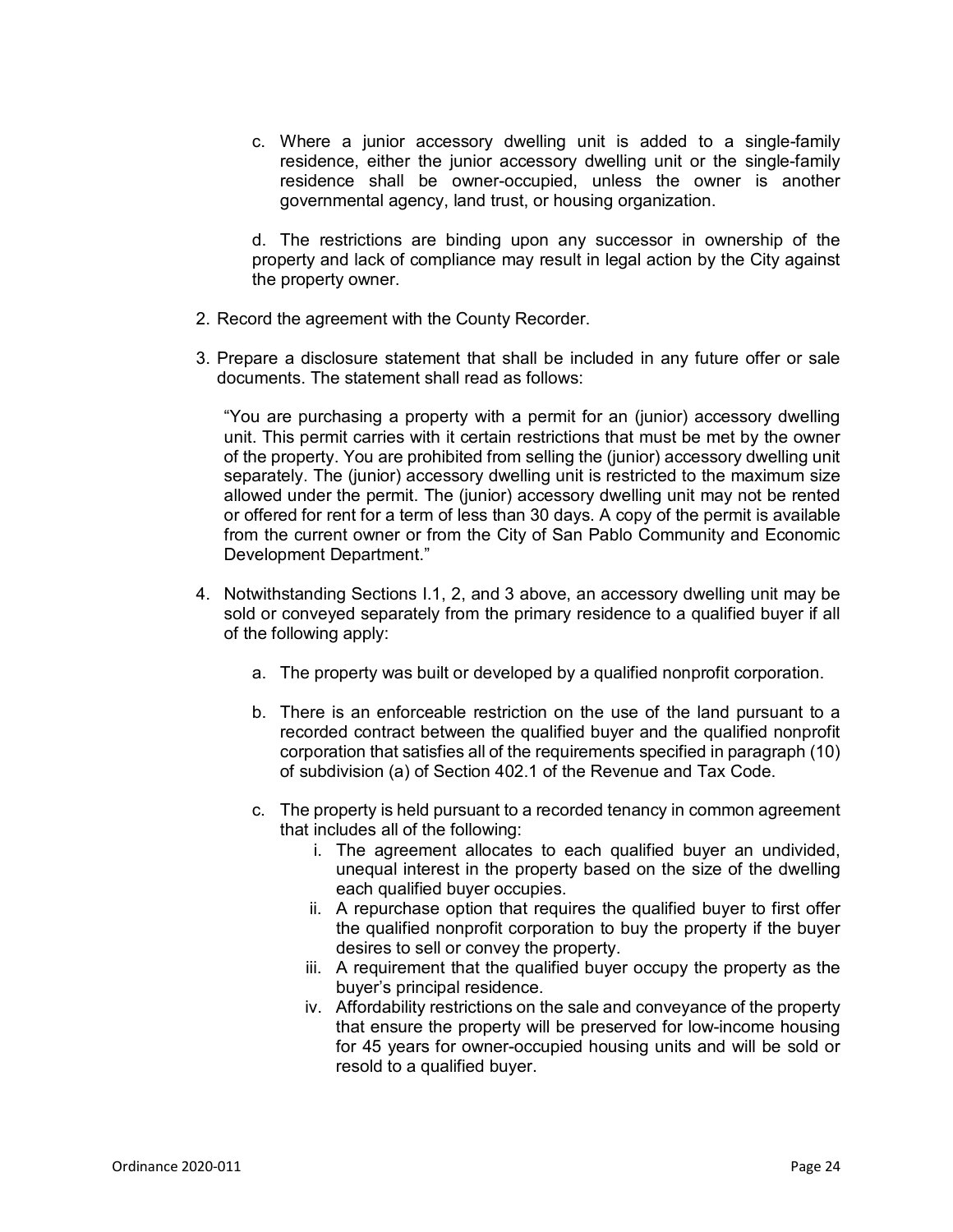c. Where a junior accessory dwelling unit is added to a single-family residence, either the junior accessory dwelling unit or the single-family residence shall be owner-occupied, unless the owner is another governmental agency, land trust, or housing organization.

d. The restrictions are binding upon any successor in ownership of the property and lack of compliance may result in legal action by the City against the property owner.

2. Record the agreement with the County Recorder.

3. Prepare a disclosure statement that shall be included in any future offer or sale documents. The statement shall read as follows:

   "You are purchasing a property with a permit for an (junior) accessory dwelling unit. This permit carries with it certain restrictions that must be met by the owner of the property. You are prohibited from selling the (junior) accessory dwelling unit separately. The (junior) accessory dwelling unit is restricted to the maximum size allowed under the permit. The (junior) accessory dwelling unit may not be rented or offered for rent for a term of less than 30 days. A copy of the permit is available from the current owner or from the City of San Pablo Community and Economic Development Department."

4. Notwithstanding Sections I.1, 2, and 3 above, an accessory dwelling unit may be sold or conveyed separately from the primary residence to a qualified buyer if all of the following apply:

   a. The property was built or developed by a qualified nonprofit corporation.

   b. There is an enforceable restriction on the use of the land pursuant to a recorded contract between the qualified buyer and the qualified nonprofit corporation that satisfies all of the requirements specified in paragraph (10) of subdivision (a) of Section 402.1 of the Revenue and Tax Code.

   c. The property is held pursuant to a recorded tenancy in common agreement that includes all of the following:

      i. The agreement allocates to each qualified buyer an undivided, unequal interest in the property based on the size of the dwelling each qualified buyer occupies.
      ii. A repurchase option that requires the qualified buyer to first offer the qualified nonprofit corporation to buy the property if the buyer desires to sell or convey the property.
      iii. A requirement that the qualified buyer occupy the property as the buyer's principal residence.
      iv. Affordability restrictions on the sale and conveyance of the property that ensure the property will be preserved for low-income housing for 45 years for owner-occupied housing units and will be sold or resold to a qualified buyer.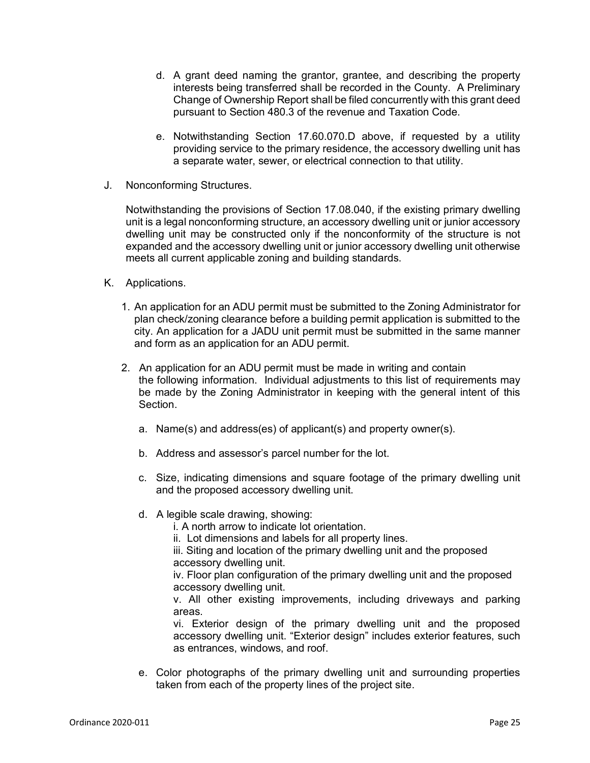d. A grant deed naming the grantor, grantee, and describing the property interests being transferred shall be recorded in the County. A Preliminary Change of Ownership Report shall be filed concurrently with this grant deed pursuant to Section 480.3 of the revenue and Taxation Code.

e. Notwithstanding Section 17.60.070.D above, if requested by a utility providing service to the primary residence, the accessory dwelling unit has a separate water, sewer, or electrical connection to that utility.

J. Nonconforming Structures.

Notwithstanding the provisions of Section 17.08.040, if the existing primary dwelling unit is a legal nonconforming structure, an accessory dwelling unit or junior accessory dwelling unit may be constructed only if the nonconformity of the structure is not expanded and the accessory dwelling unit or junior accessory dwelling unit otherwise meets all current applicable zoning and building standards.

K. Applications.

1. An application for an ADU permit must be submitted to the Zoning Administrator for plan check/zoning clearance before a building permit application is submitted to the city. An application for a JADU unit permit must be submitted in the same manner and form as an application for an ADU permit.

2. An application for an ADU permit must be made in writing and contain the following information. Individual adjustments to this list of requirements may be made by the Zoning Administrator in keeping with the general intent of this Section.

   a. Name(s) and address(es) of applicant(s) and property owner(s).

   b. Address and assessor's parcel number for the lot.

   c. Size, indicating dimensions and square footage of the primary dwelling unit and the proposed accessory dwelling unit.

   d. A legible scale drawing, showing:

      i. A north arrow to indicate lot orientation.

      ii. Lot dimensions and labels for all property lines.

      iii. Siting and location of the primary dwelling unit and the proposed accessory dwelling unit.

      iv. Floor plan configuration of the primary dwelling unit and the proposed accessory dwelling unit.

      v. All other existing improvements, including driveways and parking areas.

      vi. Exterior design of the primary dwelling unit and the proposed accessory dwelling unit. "Exterior design" includes exterior features, such as entrances, windows, and roof.

   e. Color photographs of the primary dwelling unit and surrounding properties taken from each of the property lines of the project site.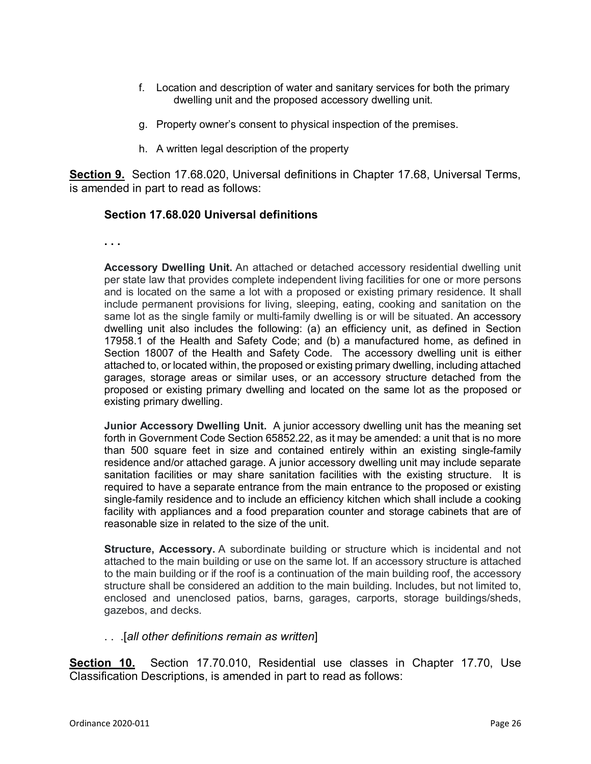f. Location and description of water and sanitary services for both the primary dwelling unit and the proposed accessory dwelling unit.

g. Property owner's consent to physical inspection of the premises.

h. A written legal description of the property

**Section 9.** Section 17.68.020, Universal definitions in Chapter 17.68, Universal Terms, is amended in part to read as follows:

### Section 17.68.020 Universal definitions

**. . .**

**Accessory Dwelling Unit.** An attached or detached accessory residential dwelling unit per state law that provides complete independent living facilities for one or more persons and is located on the same a lot with a proposed or existing primary residence. It shall include permanent provisions for living, sleeping, eating, cooking and sanitation on the same lot as the single family or multi-family dwelling is or will be situated. An accessory dwelling unit also includes the following: (a) an efficiency unit, as defined in Section 17958.1 of the Health and Safety Code; and (b) a manufactured home, as defined in Section 18007 of the Health and Safety Code. The accessory dwelling unit is either attached to, or located within, the proposed or existing primary dwelling, including attached garages, storage areas or similar uses, or an accessory structure detached from the proposed or existing primary dwelling and located on the same lot as the proposed or existing primary dwelling.

**Junior Accessory Dwelling Unit.** A junior accessory dwelling unit has the meaning set forth in Government Code Section 65852.22, as it may be amended: a unit that is no more than 500 square feet in size and contained entirely within an existing single-family residence and/or attached garage. A junior accessory dwelling unit may include separate sanitation facilities or may share sanitation facilities with the existing structure. It is required to have a separate entrance from the main entrance to the proposed or existing single-family residence and to include an efficiency kitchen which shall include a cooking facility with appliances and a food preparation counter and storage cabinets that are of reasonable size in related to the size of the unit.

**Structure, Accessory.** A subordinate building or structure which is incidental and not attached to the main building or use on the same lot. If an accessory structure is attached to the main building or if the roof is a continuation of the main building roof, the accessory structure shall be considered an addition to the main building. Includes, but not limited to, enclosed and unenclosed patios, barns, garages, carports, storage buildings/sheds, gazebos, and decks.

. . .[*all other definitions remain as written*]

**Section 10.** Section 17.70.010, Residential use classes in Chapter 17.70, Use Classification Descriptions, is amended in part to read as follows: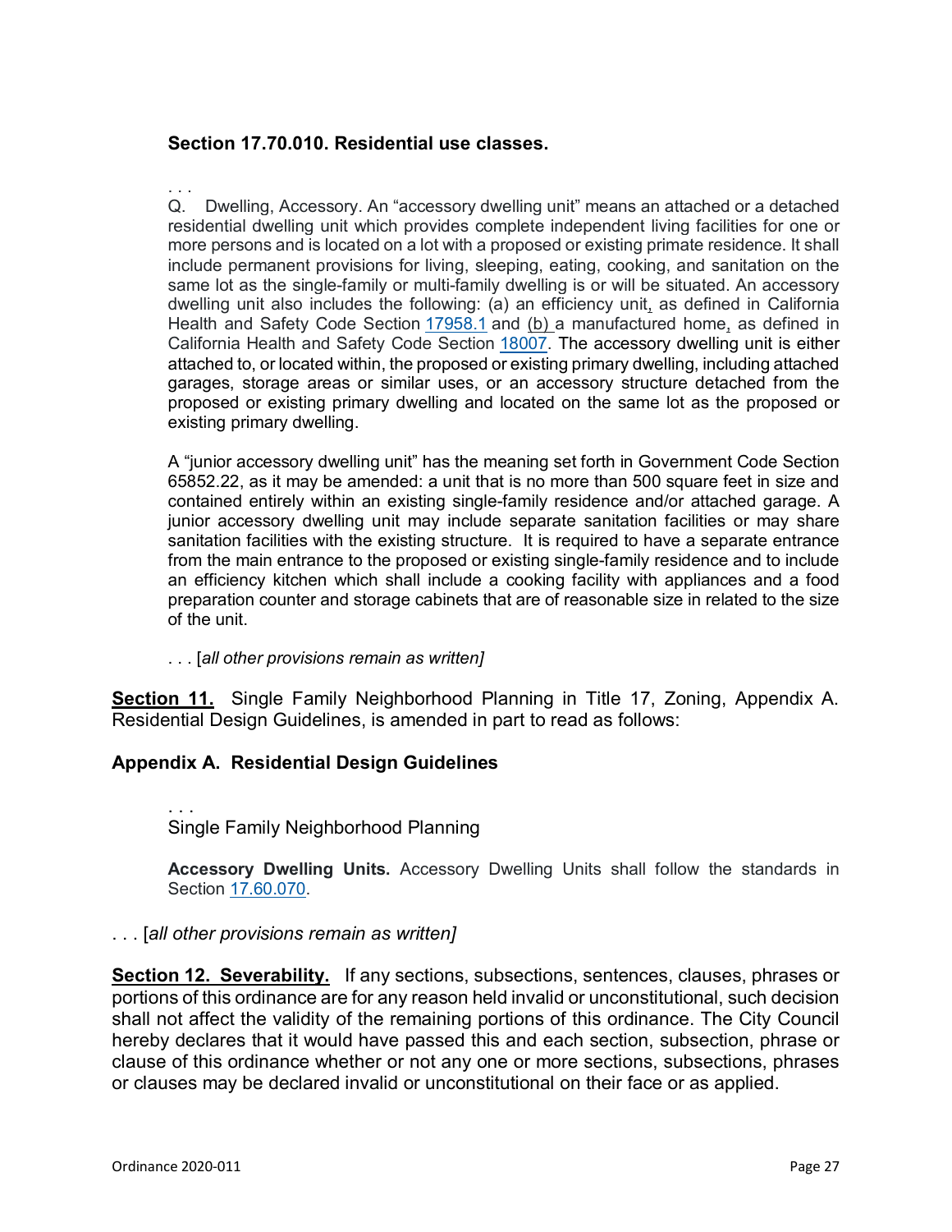**Section 17.70.010. Residential use classes.**

. . .

Q. Dwelling, Accessory. An "accessory dwelling unit" means an attached or a detached residential dwelling unit which provides complete independent living facilities for one or more persons and is located on a lot with a proposed or existing primate residence. It shall include permanent provisions for living, sleeping, eating, cooking, and sanitation on the same lot as the single-family or multi-family dwelling is or will be situated. An accessory dwelling unit also includes the following: (a) an efficiency unit, as defined in California Health and Safety Code Section 17958.1 and (b) a manufactured home, as defined in California Health and Safety Code Section 18007. The accessory dwelling unit is either attached to, or located within, the proposed or existing primary dwelling, including attached garages, storage areas or similar uses, or an accessory structure detached from the proposed or existing primary dwelling and located on the same lot as the proposed or existing primary dwelling.

A "junior accessory dwelling unit" has the meaning set forth in Government Code Section 65852.22, as it may be amended: a unit that is no more than 500 square feet in size and contained entirely within an existing single-family residence and/or attached garage. A junior accessory dwelling unit may include separate sanitation facilities or may share sanitation facilities with the existing structure. It is required to have a separate entrance from the main entrance to the proposed or existing single-family residence and to include an efficiency kitchen which shall include a cooking facility with appliances and a food preparation counter and storage cabinets that are of reasonable size in related to the size of the unit.

. . . [*all other provisions remain as written]*

**Section 11.** Single Family Neighborhood Planning in Title 17, Zoning, Appendix A. Residential Design Guidelines, is amended in part to read as follows:

**Appendix A. Residential Design Guidelines**

. . .

Single Family Neighborhood Planning

**Accessory Dwelling Units.** Accessory Dwelling Units shall follow the standards in Section 17.60.070.

. . . [*all other provisions remain as written]*

**Section 12. Severability.** If any sections, subsections, sentences, clauses, phrases or portions of this ordinance are for any reason held invalid or unconstitutional, such decision shall not affect the validity of the remaining portions of this ordinance. The City Council hereby declares that it would have passed this and each section, subsection, phrase or clause of this ordinance whether or not any one or more sections, subsections, phrases or clauses may be declared invalid or unconstitutional on their face or as applied.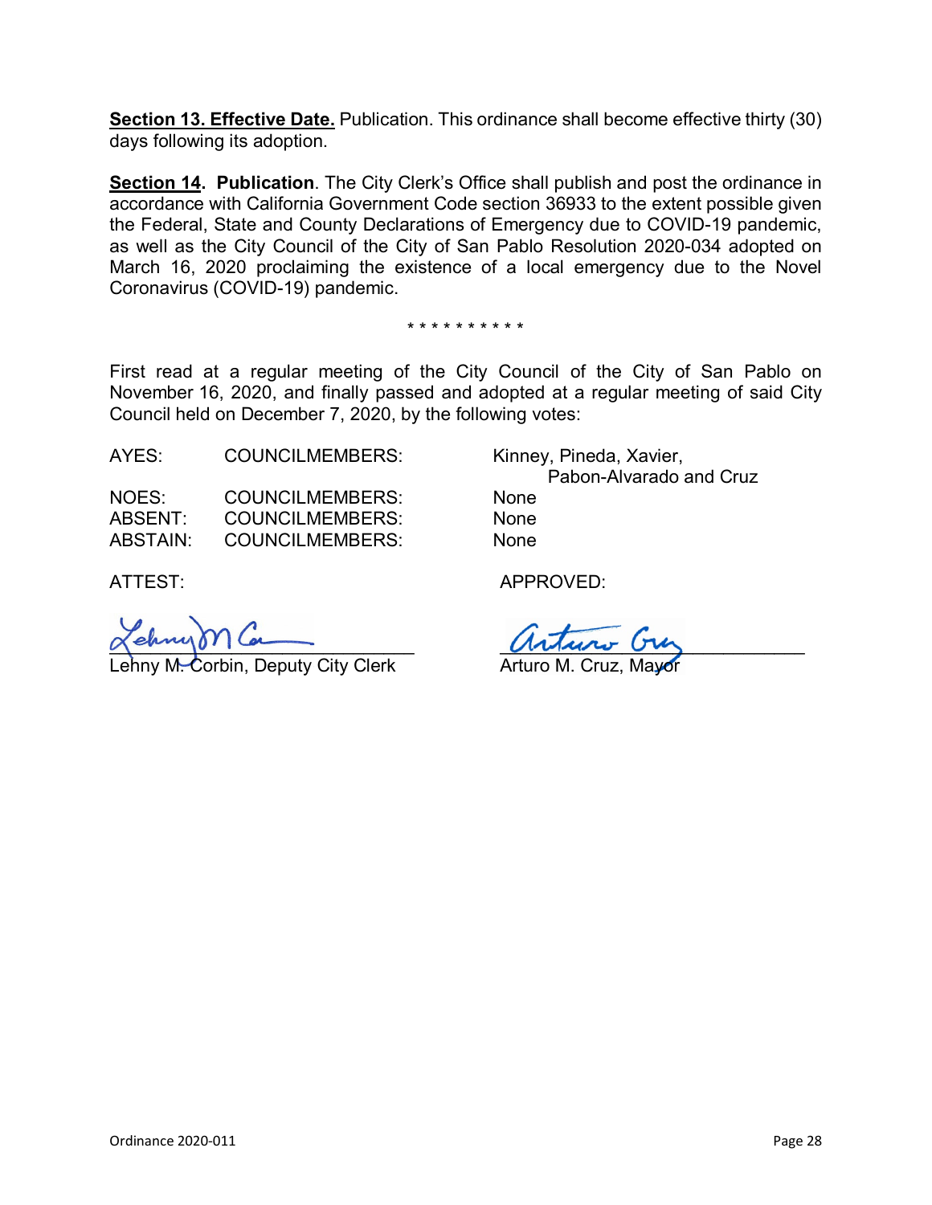**<u>Section 13. Effective Date.</u>** Publication. This ordinance shall become effective thirty (30) days following its adoption.

**<u>Section 14</u>. Publication**. The City Clerk's Office shall publish and post the ordinance in accordance with California Government Code section 36933 to the extent possible given the Federal, State and County Declarations of Emergency due to COVID-19 pandemic, as well as the City Council of the City of San Pablo Resolution 2020-034 adopted on March 16, 2020 proclaiming the existence of a local emergency due to the Novel Coronavirus (COVID-19) pandemic.

\* \* \* \* \* \* \* \* \* \* \*

First read at a regular meeting of the City Council of the City of San Pablo on November 16, 2020, and finally passed and adopted at a regular meeting of said City Council held on December 7, 2020, by the following votes:

| | | |
|---|---|---|
| AYES: | COUNCILMEMBERS: | Kinney, Pineda, Xavier, Pabon-Alvarado and Cruz |
| NOES: | COUNCILMEMBERS: | None |
| ABSENT: | COUNCILMEMBERS: | None |
| ABSTAIN: | COUNCILMEMBERS: | None |

ATTEST:

Lehny M. Corbin, Deputy City Clerk

APPROVED:

Arturo M. Cruz, Mayor